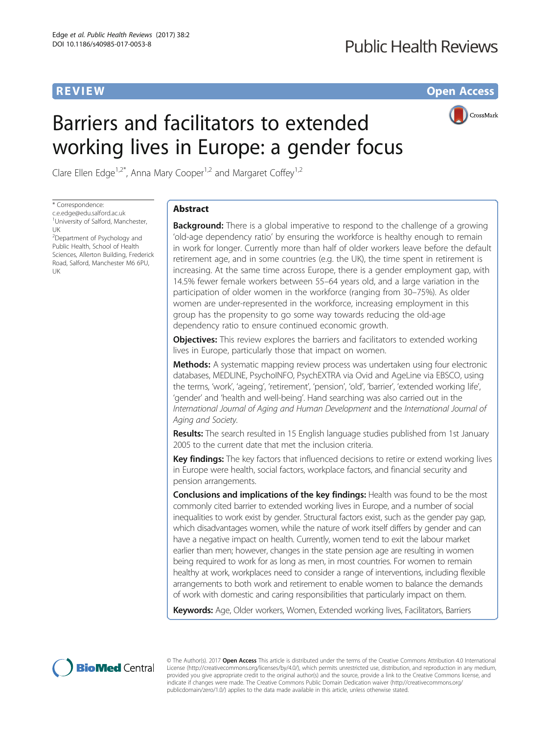REVIEW

Open Access

# Barriers and facilitators to extended working lives in Europe: a gender focus

Clare Ellen Edge[1,2*], Anna Mary Cooper[1,2] and Margaret Coffey[1,2]

* Correspondence: c.e.edge@edu.salford.ac.uk
[1]University of Salford, Manchester, UK
[2]Department of Psychology and Public Health, School of Health Sciences, Allerton Building, Frederick Road, Salford, Manchester M6 6PU, UK

## Abstract

**Background:** There is a global imperative to respond to the challenge of a growing 'old-age dependency ratio' by ensuring the workforce is healthy enough to remain in work for longer. Currently more than half of older workers leave before the default retirement age, and in some countries (e.g. the UK), the time spent in retirement is increasing. At the same time across Europe, there is a gender employment gap, with 14.5% fewer female workers between 55–64 years old, and a large variation in the participation of older women in the workforce (ranging from 30–75%). As older women are under-represented in the workforce, increasing employment in this group has the propensity to go some way towards reducing the old-age dependency ratio to ensure continued economic growth.

**Objectives:** This review explores the barriers and facilitators to extended working lives in Europe, particularly those that impact on women.

**Methods:** A systematic mapping review process was undertaken using four electronic databases, MEDLINE, PsychoINFO, PsychEXTRA via Ovid and AgeLine via EBSCO, using the terms, 'work', 'ageing', 'retirement', 'pension', 'old', 'barrier', 'extended working life', 'gender' and 'health and well-being'. Hand searching was also carried out in the *International Journal of Aging and Human Development* and the *International Journal of Aging and Society*.

**Results:** The search resulted in 15 English language studies published from 1st January 2005 to the current date that met the inclusion criteria.

**Key findings:** The key factors that influenced decisions to retire or extend working lives in Europe were health, social factors, workplace factors, and financial security and pension arrangements.

**Conclusions and implications of the key findings:** Health was found to be the most commonly cited barrier to extended working lives in Europe, and a number of social inequalities to work exist by gender. Structural factors exist, such as the gender pay gap, which disadvantages women, while the nature of work itself differs by gender and can have a negative impact on health. Currently, women tend to exit the labour market earlier than men; however, changes in the state pension age are resulting in women being required to work for as long as men, in most countries. For women to remain healthy at work, workplaces need to consider a range of interventions, including flexible arrangements to both work and retirement to enable women to balance the demands of work with domestic and caring responsibilities that particularly impact on them.

**Keywords:** Age, Older workers, Women, Extended working lives, Facilitators, Barriers

© The Author(s). 2017 **Open Access** This article is distributed under the terms of the Creative Commons Attribution 4.0 International License (http://creativecommons.org/licenses/by/4.0/), which permits unrestricted use, distribution, and reproduction in any medium, provided you give appropriate credit to the original author(s) and the source, provide a link to the Creative Commons license, and indicate if changes were made. The Creative Commons Public Domain Dedication waiver (http://creativecommons.org/publicdomain/zero/1.0/) applies to the data made available in this article, unless otherwise stated.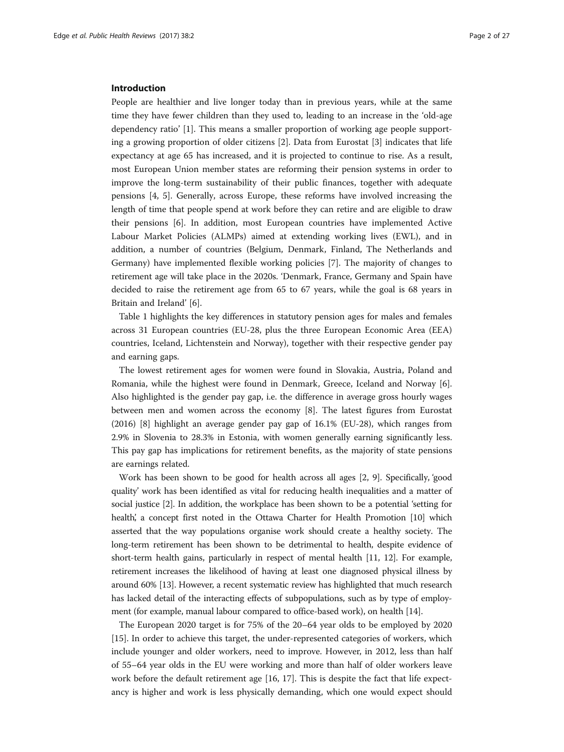## Introduction

People are healthier and live longer today than in previous years, while at the same time they have fewer children than they used to, leading to an increase in the 'old-age dependency ratio' [1]. This means a smaller proportion of working age people supporting a growing proportion of older citizens [2]. Data from Eurostat [3] indicates that life expectancy at age 65 has increased, and it is projected to continue to rise. As a result, most European Union member states are reforming their pension systems in order to improve the long-term sustainability of their public finances, together with adequate pensions [4, 5]. Generally, across Europe, these reforms have involved increasing the length of time that people spend at work before they can retire and are eligible to draw their pensions [6]. In addition, most European countries have implemented Active Labour Market Policies (ALMPs) aimed at extending working lives (EWL), and in addition, a number of countries (Belgium, Denmark, Finland, The Netherlands and Germany) have implemented flexible working policies [7]. The majority of changes to retirement age will take place in the 2020s. 'Denmark, France, Germany and Spain have decided to raise the retirement age from 65 to 67 years, while the goal is 68 years in Britain and Ireland' [6].

Table 1 highlights the key differences in statutory pension ages for males and females across 31 European countries (EU-28, plus the three European Economic Area (EEA) countries, Iceland, Lichtenstein and Norway), together with their respective gender pay and earning gaps.

The lowest retirement ages for women were found in Slovakia, Austria, Poland and Romania, while the highest were found in Denmark, Greece, Iceland and Norway [6]. Also highlighted is the gender pay gap, i.e. the difference in average gross hourly wages between men and women across the economy [8]. The latest figures from Eurostat (2016) [8] highlight an average gender pay gap of 16.1% (EU-28), which ranges from 2.9% in Slovenia to 28.3% in Estonia, with women generally earning significantly less. This pay gap has implications for retirement benefits, as the majority of state pensions are earnings related.

Work has been shown to be good for health across all ages [2, 9]. Specifically, 'good quality' work has been identified as vital for reducing health inequalities and a matter of social justice [2]. In addition, the workplace has been shown to be a potential 'setting for health', a concept first noted in the Ottawa Charter for Health Promotion [10] which asserted that the way populations organise work should create a healthy society. The long-term retirement has been shown to be detrimental to health, despite evidence of short-term health gains, particularly in respect of mental health [11, 12]. For example, retirement increases the likelihood of having at least one diagnosed physical illness by around 60% [13]. However, a recent systematic review has highlighted that much research has lacked detail of the interacting effects of subpopulations, such as by type of employment (for example, manual labour compared to office-based work), on health [14].

The European 2020 target is for 75% of the 20–64 year olds to be employed by 2020 [15]. In order to achieve this target, the under-represented categories of workers, which include younger and older workers, need to improve. However, in 2012, less than half of 55–64 year olds in the EU were working and more than half of older workers leave work before the default retirement age [16, 17]. This is despite the fact that life expectancy is higher and work is less physically demanding, which one would expect should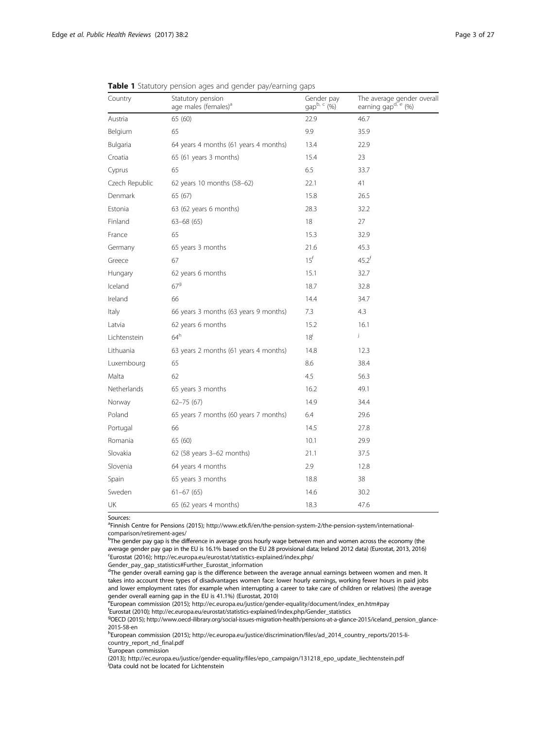**Table 1** Statutory pension ages and gender pay/earning gaps

| Country | Statutory pension age males (females)[a] | Gender pay gap[b, c] (%) | The average gender overall earning gap[d, e] (%) |
|---|---|---|---|
| Austria | 65 (60) | 22.9 | 46.7 |
| Belgium | 65 | 9.9 | 35.9 |
| Bulgaria | 64 years 4 months (61 years 4 months) | 13.4 | 22.9 |
| Croatia | 65 (61 years 3 months) | 15.4 | 23 |
| Cyprus | 65 | 6.5 | 33.7 |
| Czech Republic | 62 years 10 months (58–62) | 22.1 | 41 |
| Denmark | 65 (67) | 15.8 | 26.5 |
| Estonia | 63 (62 years 6 months) | 28.3 | 32.2 |
| Finland | 63–68 (65) | 18 | 27 |
| France | 65 | 15.3 | 32.9 |
| Germany | 65 years 3 months | 21.6 | 45.3 |
| Greece | 67 | 15[f] | 45.2[f] |
| Hungary | 62 years 6 months | 15.1 | 32.7 |
| Iceland | 67[g] | 18.7 | 32.8 |
| Ireland | 66 | 14.4 | 34.7 |
| Italy | 66 years 3 months (63 years 9 months) | 7.3 | 4.3 |
| Latvia | 62 years 6 months | 15.2 | 16.1 |
| Lichtenstein | 64[h] | 18[i] | [j] |
| Lithuania | 63 years 2 months (61 years 4 months) | 14.8 | 12.3 |
| Luxembourg | 65 | 8.6 | 38.4 |
| Malta | 62 | 4.5 | 56.3 |
| Netherlands | 65 years 3 months | 16.2 | 49.1 |
| Norway | 62–75 (67) | 14.9 | 34.4 |
| Poland | 65 years 7 months (60 years 7 months) | 6.4 | 29.6 |
| Portugal | 66 | 14.5 | 27.8 |
| Romania | 65 (60) | 10.1 | 29.9 |
| Slovakia | 62 (58 years 3–62 months) | 21.1 | 37.5 |
| Slovenia | 64 years 4 months | 2.9 | 12.8 |
| Spain | 65 years 3 months | 18.8 | 38 |
| Sweden | 61–67 (65) | 14.6 | 30.2 |
| UK | 65 (62 years 4 months) | 18.3 | 47.6 |

Sources:

[a]Finnish Centre for Pensions (2015); http://www.etk.fi/en/the-pension-system-2/the-pension-system/international-comparison/retirement-ages/

[b]The gender pay gap is the difference in average gross hourly wage between men and women across the economy (the average gender pay gap in the EU is 16.1% based on the EU 28 provisional data; Ireland 2012 data) (Eurostat, 2013, 2016)

[c]Eurostat (2016); http://ec.europa.eu/eurostat/statistics-explained/index.php/Gender_pay_gap_statistics#Further_Eurostat_information

[d]The gender overall earning gap is the difference between the average annual earnings between women and men. It takes into account three types of disadvantages women face: lower hourly earnings, working fewer hours in paid jobs and lower employment rates (for example when interrupting a career to take care of children or relatives) (the average gender overall earning gap in the EU is 41.1%) (Eurostat, 2010)

[e]European commission (2015); http://ec.europa.eu/justice/gender-equality/document/index_en.htm#pay

[f]Eurostat (2010); http://ec.europa.eu/eurostat/statistics-explained/index.php/Gender_statistics

[g]OECD (2015); http://www.oecd-ilibrary.org/social-issues-migration-health/pensions-at-a-glance-2015/iceland_pension_glance-2015-58-en

[h]European commission (2015); http://ec.europa.eu/justice/discrimination/files/ad_2014_country_reports/2015-li-country_report_nd_final.pdf

[i]European commission (2013); http://ec.europa.eu/justice/gender-equality/files/epo_campaign/131218_epo_update_liechtenstein.pdf

[j]Data could not be located for Lichtenstein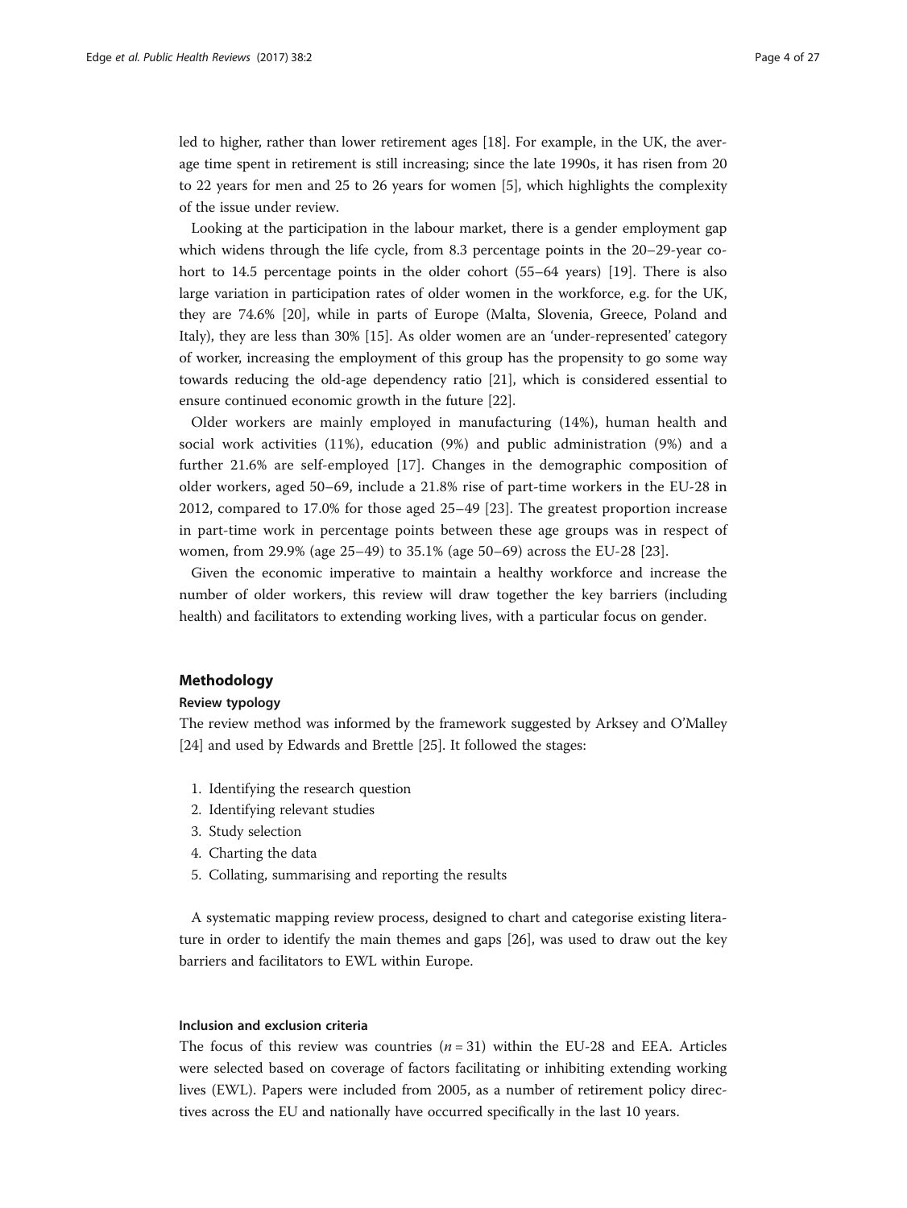led to higher, rather than lower retirement ages [18]. For example, in the UK, the average time spent in retirement is still increasing; since the late 1990s, it has risen from 20 to 22 years for men and 25 to 26 years for women [5], which highlights the complexity of the issue under review.

Looking at the participation in the labour market, there is a gender employment gap which widens through the life cycle, from 8.3 percentage points in the 20–29-year cohort to 14.5 percentage points in the older cohort (55–64 years) [19]. There is also large variation in participation rates of older women in the workforce, e.g. for the UK, they are 74.6% [20], while in parts of Europe (Malta, Slovenia, Greece, Poland and Italy), they are less than 30% [15]. As older women are an 'under-represented' category of worker, increasing the employment of this group has the propensity to go some way towards reducing the old-age dependency ratio [21], which is considered essential to ensure continued economic growth in the future [22].

Older workers are mainly employed in manufacturing (14%), human health and social work activities (11%), education (9%) and public administration (9%) and a further 21.6% are self-employed [17]. Changes in the demographic composition of older workers, aged 50–69, include a 21.8% rise of part-time workers in the EU-28 in 2012, compared to 17.0% for those aged 25–49 [23]. The greatest proportion increase in part-time work in percentage points between these age groups was in respect of women, from 29.9% (age 25–49) to 35.1% (age 50–69) across the EU-28 [23].

Given the economic imperative to maintain a healthy workforce and increase the number of older workers, this review will draw together the key barriers (including health) and facilitators to extending working lives, with a particular focus on gender.

## Methodology

### Review typology

The review method was informed by the framework suggested by Arksey and O'Malley [24] and used by Edwards and Brettle [25]. It followed the stages:

1. Identifying the research question
2. Identifying relevant studies
3. Study selection
4. Charting the data
5. Collating, summarising and reporting the results

A systematic mapping review process, designed to chart and categorise existing literature in order to identify the main themes and gaps [26], was used to draw out the key barriers and facilitators to EWL within Europe.

### Inclusion and exclusion criteria

The focus of this review was countries ($n = 31$) within the EU-28 and EEA. Articles were selected based on coverage of factors facilitating or inhibiting extending working lives (EWL). Papers were included from 2005, as a number of retirement policy directives across the EU and nationally have occurred specifically in the last 10 years.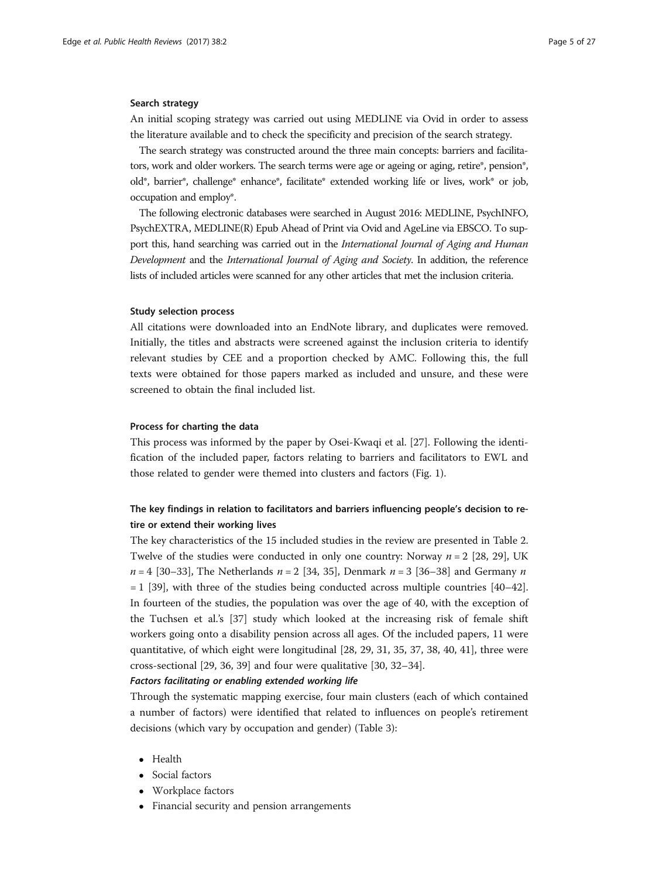### Search strategy

An initial scoping strategy was carried out using MEDLINE via Ovid in order to assess the literature available and to check the specificity and precision of the search strategy.

The search strategy was constructed around the three main concepts: barriers and facilitators, work and older workers. The search terms were age or ageing or aging, retire*, pension*, old*, barrier*, challenge* enhance*, facilitate* extended working life or lives, work* or job, occupation and employ*.

The following electronic databases were searched in August 2016: MEDLINE, PsychINFO, PsychEXTRA, MEDLINE(R) Epub Ahead of Print via Ovid and AgeLine via EBSCO. To support this, hand searching was carried out in the *International Journal of Aging and Human Development* and the *International Journal of Aging and Society*. In addition, the reference lists of included articles were scanned for any other articles that met the inclusion criteria.

### Study selection process

All citations were downloaded into an EndNote library, and duplicates were removed. Initially, the titles and abstracts were screened against the inclusion criteria to identify relevant studies by CEE and a proportion checked by AMC. Following this, the full texts were obtained for those papers marked as included and unsure, and these were screened to obtain the final included list.

### Process for charting the data

This process was informed by the paper by Osei-Kwaqi et al. [27]. Following the identification of the included paper, factors relating to barriers and facilitators to EWL and those related to gender were themed into clusters and factors (Fig. 1).

## The key findings in relation to facilitators and barriers influencing people's decision to retire or extend their working lives

The key characteristics of the 15 included studies in the review are presented in Table 2. Twelve of the studies were conducted in only one country: Norway $n = 2$ [28, 29], UK $n = 4$ [30–33], The Netherlands $n = 2$ [34, 35], Denmark $n = 3$ [36–38] and Germany $n = 1$ [39], with three of the studies being conducted across multiple countries [40–42]. In fourteen of the studies, the population was over the age of 40, with the exception of the Tuchsen et al.'s [37] study which looked at the increasing risk of female shift workers going onto a disability pension across all ages. Of the included papers, 11 were quantitative, of which eight were longitudinal [28, 29, 31, 35, 37, 38, 40, 41], three were cross-sectional [29, 36, 39] and four were qualitative [30, 32–34].

#### *Factors facilitating or enabling extended working life*

Through the systematic mapping exercise, four main clusters (each of which contained a number of factors) were identified that related to influences on people's retirement decisions (which vary by occupation and gender) (Table 3):

- Health
- Social factors
- Workplace factors
- Financial security and pension arrangements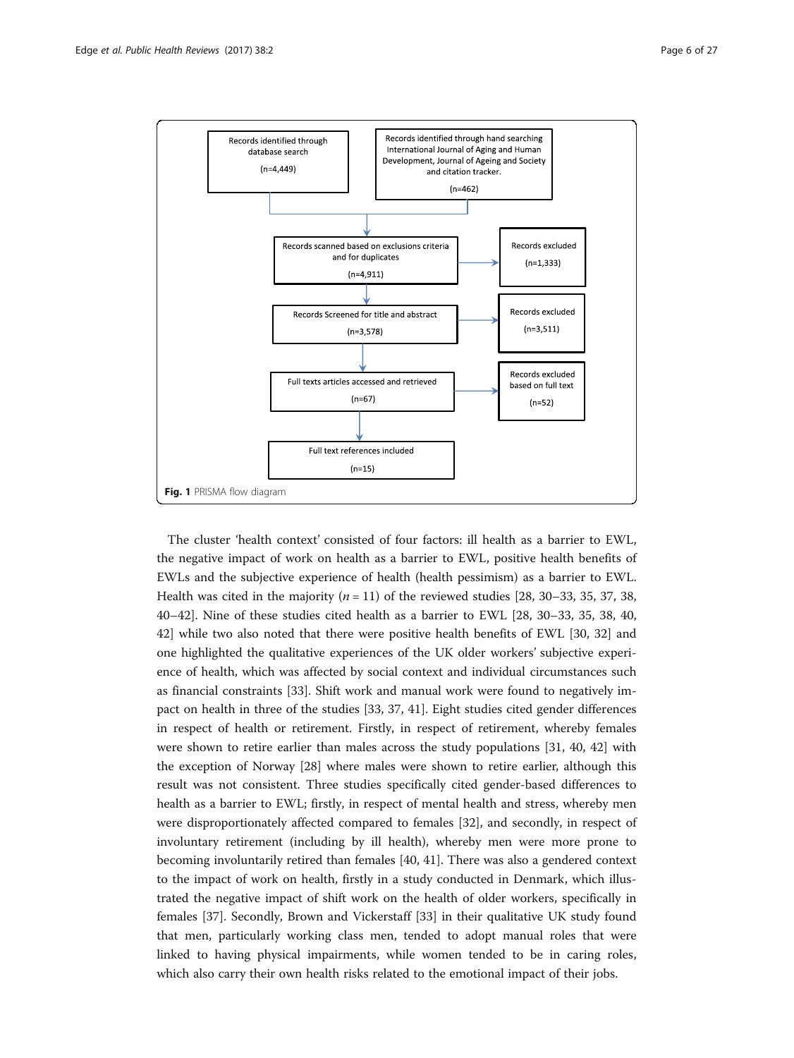Records identified through database search (n=4,449)

Records identified through hand searching International Journal of Aging and Human Development, Journal of Ageing and Society and citation tracker. (n=462)

Records scanned based on exclusions criteria and for duplicates (n=4,911) → Records excluded (n=1,333)

Records Screened for title and abstract (n=3,578) → Records excluded (n=3,511)

Full texts articles accessed and retrieved (n=67) → Records excluded based on full text (n=52)

Full text references included (n=15)

**Fig. 1** PRISMA flow diagram

The cluster 'health context' consisted of four factors: ill health as a barrier to EWL, the negative impact of work on health as a barrier to EWL, positive health benefits of EWLs and the subjective experience of health (health pessimism) as a barrier to EWL. Health was cited in the majority ($n = 11$) of the reviewed studies [28, 30–33, 35, 37, 38, 40–42]. Nine of these studies cited health as a barrier to EWL [28, 30–33, 35, 38, 40, 42] while two also noted that there were positive health benefits of EWL [30, 32] and one highlighted the qualitative experiences of the UK older workers' subjective experience of health, which was affected by social context and individual circumstances such as financial constraints [33]. Shift work and manual work were found to negatively impact on health in three of the studies [33, 37, 41]. Eight studies cited gender differences in respect of health or retirement. Firstly, in respect of retirement, whereby females were shown to retire earlier than males across the study populations [31, 40, 42] with the exception of Norway [28] where males were shown to retire earlier, although this result was not consistent. Three studies specifically cited gender-based differences to health as a barrier to EWL; firstly, in respect of mental health and stress, whereby men were disproportionately affected compared to females [32], and secondly, in respect of involuntary retirement (including by ill health), whereby men were more prone to becoming involuntarily retired than females [40, 41]. There was also a gendered context to the impact of work on health, firstly in a study conducted in Denmark, which illustrated the negative impact of shift work on the health of older workers, specifically in females [37]. Secondly, Brown and Vickerstaff [33] in their qualitative UK study found that men, particularly working class men, tended to adopt manual roles that were linked to having physical impairments, while women tended to be in caring roles, which also carry their own health risks related to the emotional impact of their jobs.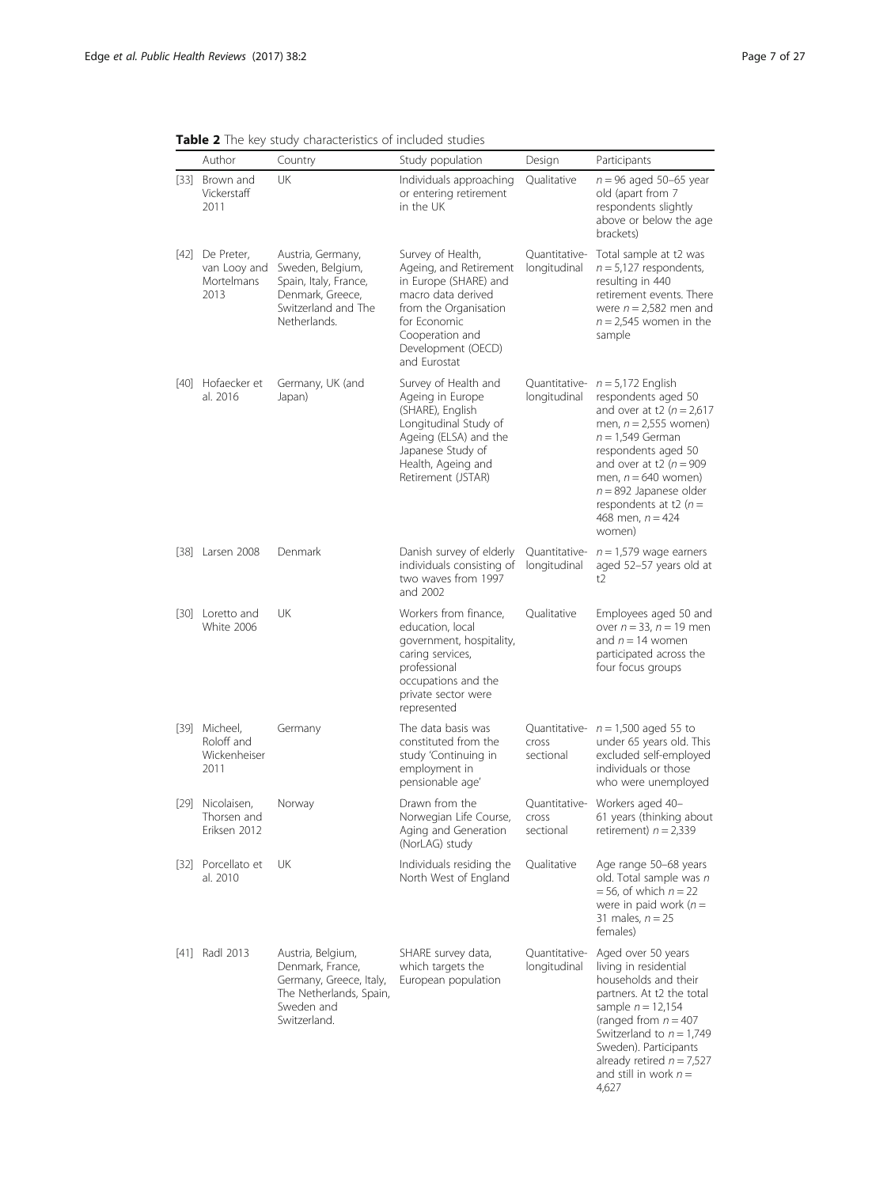**Table 2** The key study characteristics of included studies

| | Author | Country | Study population | Design | Participants |
|---|---|---|---|---|---|
| [33] | Brown and Vickerstaff 2011 | UK | Individuals approaching or entering retirement in the UK | Qualitative | $n = 96$ aged 50–65 year old (apart from 7 respondents slightly above or below the age brackets) |
| [42] | De Preter, van Looy and Mortelmans 2013 | Austria, Germany, Sweden, Belgium, Spain, Italy, France, Denmark, Greece, Switzerland and The Netherlands. | Survey of Health, Ageing, and Retirement in Europe (SHARE) and macro data derived from the Organisation for Economic Cooperation and Development (OECD) and Eurostat | Quantitative-longitudinal | Total sample at t2 was $n = 5,127$ respondents, resulting in 440 retirement events. There were $n = 2,582$ men and $n = 2,545$ women in the sample |
| [40] | Hofaecker et al. 2016 | Germany, UK (and Japan) | Survey of Health and Ageing in Europe (SHARE), English Longitudinal Study of Ageing (ELSA) and the Japanese Study of Health, Ageing and Retirement (JSTAR) | Quantitative-longitudinal | $n = 5,172$ English respondents aged 50 and over at t2 ($n = 2,617$ men, $n = 2,555$ women) $n = 1,549$ German respondents aged 50 and over at t2 ($n = 909$ men, $n = 640$ women) $n = 892$ Japanese older respondents at t2 ($n =$ 468 men, $n = 424$ women) |
| [38] | Larsen 2008 | Denmark | Danish survey of elderly individuals consisting of two waves from 1997 and 2002 | Quantitative-longitudinal | $n = 1,579$ wage earners aged 52–57 years old at t2 |
| [30] | Loretto and White 2006 | UK | Workers from finance, education, local government, hospitality, caring services, professional occupations and the private sector were represented | Qualitative | Employees aged 50 and over $n = 33$, $n = 19$ men and $n = 14$ women participated across the four focus groups |
| [39] | Micheel, Roloff and Wickenheiser 2011 | Germany | The data basis was constituted from the study 'Continuing in employment in pensionable age' | Quantitative-cross sectional | $n = 1,500$ aged 55 to under 65 years old. This excluded self-employed individuals or those who were unemployed |
| [29] | Nicolaisen, Thorsen and Eriksen 2012 | Norway | Drawn from the Norwegian Life Course, Aging and Generation (NorLAG) study | Quantitative-cross sectional | Workers aged 40–61 years (thinking about retirement) $n = 2,339$ |
| [32] | Porcellato et al. 2010 | UK | Individuals residing the North West of England | Qualitative | Age range 50–68 years old. Total sample was $n = 56$, of which $n = 22$ were in paid work ($n =$ 31 males, $n = 25$ females) |
| [41] | Radl 2013 | Austria, Belgium, Denmark, France, Germany, Greece, Italy, The Netherlands, Spain, Sweden and Switzerland. | SHARE survey data, which targets the European population | Quantitative-longitudinal | Aged over 50 years living in residential households and their partners. At t2 the total sample $n = 12,154$ (ranged from $n = 407$ Switzerland to $n = 1,749$ Sweden). Participants already retired $n = 7,527$ and still in work $n =$ 4,627 |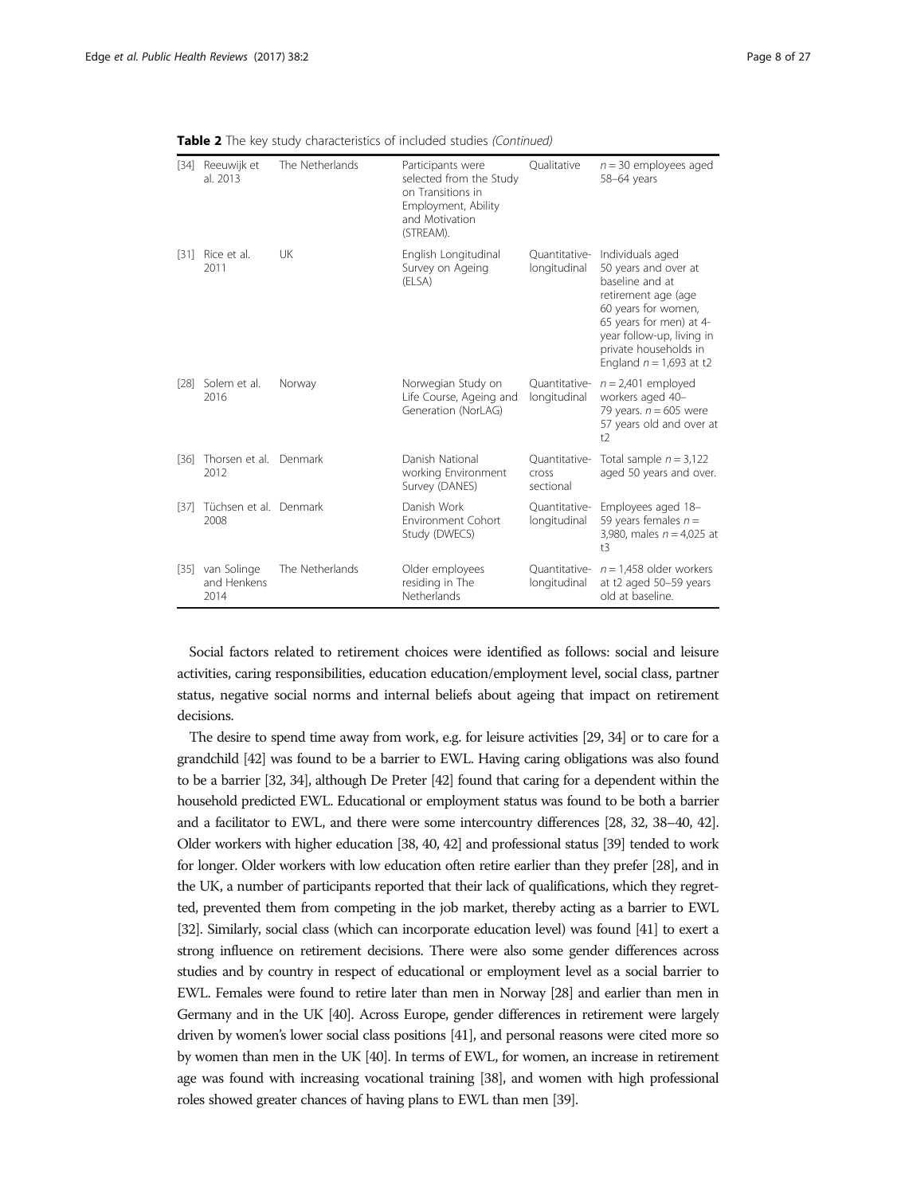**Table 2** The key study characteristics of included studies *(Continued)*

| | | | | | |
|---|---|---|---|---|---|
| [34] | Reeuwijk et al. 2013 | The Netherlands | Participants were selected from the Study on Transitions in Employment, Ability and Motivation (STREAM). | Qualitative | $n = 30$ employees aged 58–64 years |
| [31] | Rice et al. 2011 | UK | English Longitudinal Survey on Ageing (ELSA) | Quantitative-longitudinal | Individuals aged 50 years and over at baseline and at retirement age (age 60 years for women, 65 years for men) at 4-year follow-up, living in private households in England $n = 1,693$ at t2 |
| [28] | Solem et al. 2016 | Norway | Norwegian Study on Life Course, Ageing and Generation (NorLAG) | Quantitative-longitudinal | $n = 2,401$ employed workers aged 40–79 years. $n = 605$ were 57 years old and over at t2 |
| [36] | Thorsen et al. 2012 | Denmark | Danish National working Environment Survey (DANES) | Quantitative-cross sectional | Total sample $n = 3,122$ aged 50 years and over. |
| [37] | Tüchsen et al. 2008 | Denmark | Danish Work Environment Cohort Study (DWECS) | Quantitative-longitudinal | Employees aged 18–59 years females $n =$ 3,980, males $n = 4,025$ at t3 |
| [35] | van Solinge and Henkens 2014 | The Netherlands | Older employees residing in The Netherlands | Quantitative-longitudinal | $n = 1,458$ older workers at t2 aged 50–59 years old at baseline. |

Social factors related to retirement choices were identified as follows: social and leisure activities, caring responsibilities, education education/employment level, social class, partner status, negative social norms and internal beliefs about ageing that impact on retirement decisions.

The desire to spend time away from work, e.g. for leisure activities [29, 34] or to care for a grandchild [42] was found to be a barrier to EWL. Having caring obligations was also found to be a barrier [32, 34], although De Preter [42] found that caring for a dependent within the household predicted EWL. Educational or employment status was found to be both a barrier and a facilitator to EWL, and there were some intercountry differences [28, 32, 38–40, 42]. Older workers with higher education [38, 40, 42] and professional status [39] tended to work for longer. Older workers with low education often retire earlier than they prefer [28], and in the UK, a number of participants reported that their lack of qualifications, which they regretted, prevented them from competing in the job market, thereby acting as a barrier to EWL [32]. Similarly, social class (which can incorporate education level) was found [41] to exert a strong influence on retirement decisions. There were also some gender differences across studies and by country in respect of educational or employment level as a social barrier to EWL. Females were found to retire later than men in Norway [28] and earlier than men in Germany and in the UK [40]. Across Europe, gender differences in retirement were largely driven by women's lower social class positions [41], and personal reasons were cited more so by women than men in the UK [40]. In terms of EWL, for women, an increase in retirement age was found with increasing vocational training [38], and women with high professional roles showed greater chances of having plans to EWL than men [39].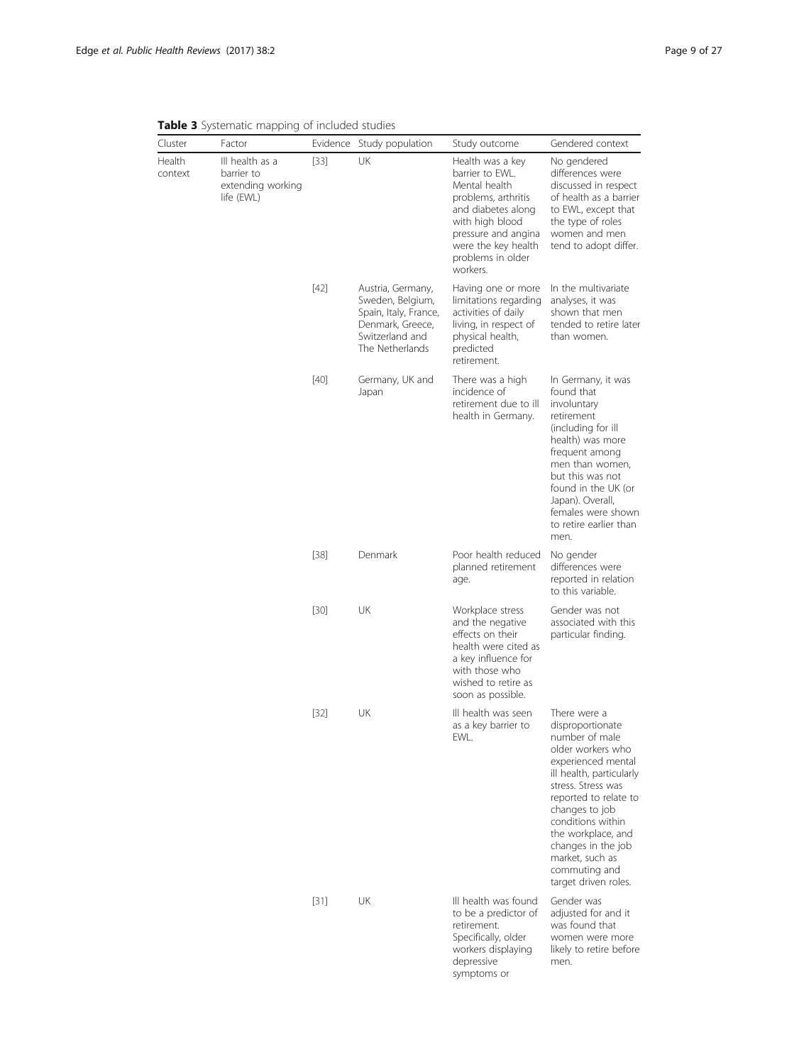**Table 3** Systematic mapping of included studies

| Cluster | Factor | Evidence | Study population | Study outcome | Gendered context |
|---|---|---|---|---|---|
| Health context | Ill health as a barrier to extending working life (EWL) | [33] | UK | Health was a key barrier to EWL. Mental health problems, arthritis and diabetes along with high blood pressure and angina were the key health problems in older workers. | No gendered differences were discussed in respect of health as a barrier to EWL, except that the type of roles women and men tend to adopt differ. |
| | | [42] | Austria, Germany, Sweden, Belgium, Spain, Italy, France, Denmark, Greece, Switzerland and The Netherlands | Having one or more limitations regarding activities of daily living, in respect of physical health, predicted retirement. | In the multivariate analyses, it was shown that men tended to retire later than women. |
| | | [40] | Germany, UK and Japan | There was a high incidence of retirement due to ill health in Germany. | In Germany, it was found that involuntary retirement (including for ill health) was more frequent among men than women, but this was not found in the UK (or Japan). Overall, females were shown to retire earlier than men. |
| | | [38] | Denmark | Poor health reduced planned retirement age. | No gender differences were reported in relation to this variable. |
| | | [30] | UK | Workplace stress and the negative effects on their health were cited as a key influence for with those who wished to retire as soon as possible. | Gender was not associated with this particular finding. |
| | | [32] | UK | Ill health was seen as a key barrier to EWL. | There were a disproportionate number of male older workers who experienced mental ill health, particularly stress. Stress was reported to relate to changes to job conditions within the workplace, and changes in the job market, such as commuting and target driven roles. |
| | | [31] | UK | Ill health was found to be a predictor of retirement. Specifically, older workers displaying depressive symptoms or | Gender was adjusted for and it was found that women were more likely to retire before men. |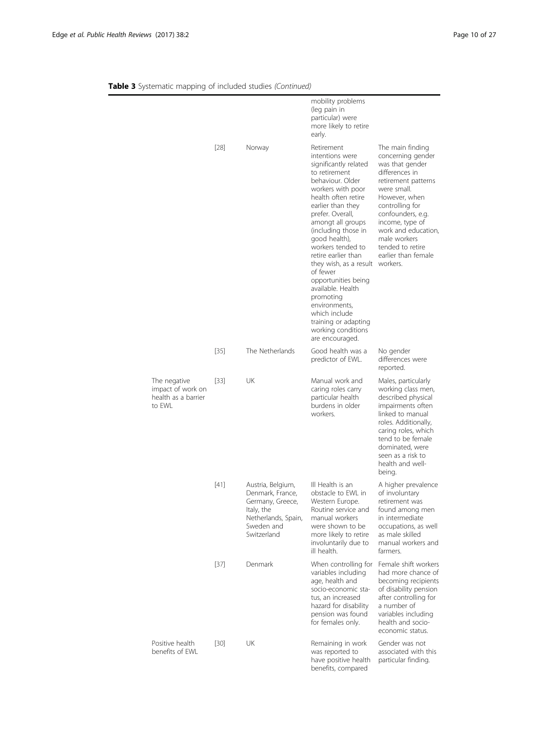**Table 3** Systematic mapping of included studies *(Continued)*

| | | | | |
|---|---|---|---|---|
| | | | mobility problems (leg pain in particular) were more likely to retire early. | |
| | [28] | Norway | Retirement intentions were significantly related to retirement behaviour. Older workers with poor health often retire earlier than they prefer. Overall, amongt all groups (including those in good health), workers tended to retire earlier than they wish, as a result of fewer opportunities being available. Health promoting environments, which include training or adapting working conditions are encouraged. | The main finding concerning gender was that gender differences in retirement patterns were small. However, when controlling for confounders, e.g. income, type of work and education, male workers tended to retire earlier than female workers. |
| | [35] | The Netherlands | Good health was a predictor of EWL. | No gender differences were reported. |
| The negative impact of work on health as a barrier to EWL | [33] | UK | Manual work and caring roles carry particular health burdens in older workers. | Males, particularly working class men, described physical impairments often linked to manual roles. Additionally, caring roles, which tend to be female dominated, were seen as a risk to health and well-being. |
| | [41] | Austria, Belgium, Denmark, France, Germany, Greece, Italy, the Netherlands, Spain, Sweden and Switzerland | Ill Health is an obstacle to EWL in Western Europe. Routine service and manual workers were shown to be more likely to retire involuntarily due to ill health. | A higher prevalence of involuntary retirement was found among men in intermediate occupations, as well as male skilled manual workers and farmers. |
| | [37] | Denmark | When controlling for variables including age, health and socio-economic status, an increased hazard for disability pension was found for females only. | Female shift workers had more chance of becoming recipients of disability pension after controlling for a number of variables including health and socio-economic status. |
| Positive health benefits of EWL | [30] | UK | Remaining in work was reported to have positive health benefits, compared | Gender was not associated with this particular finding. |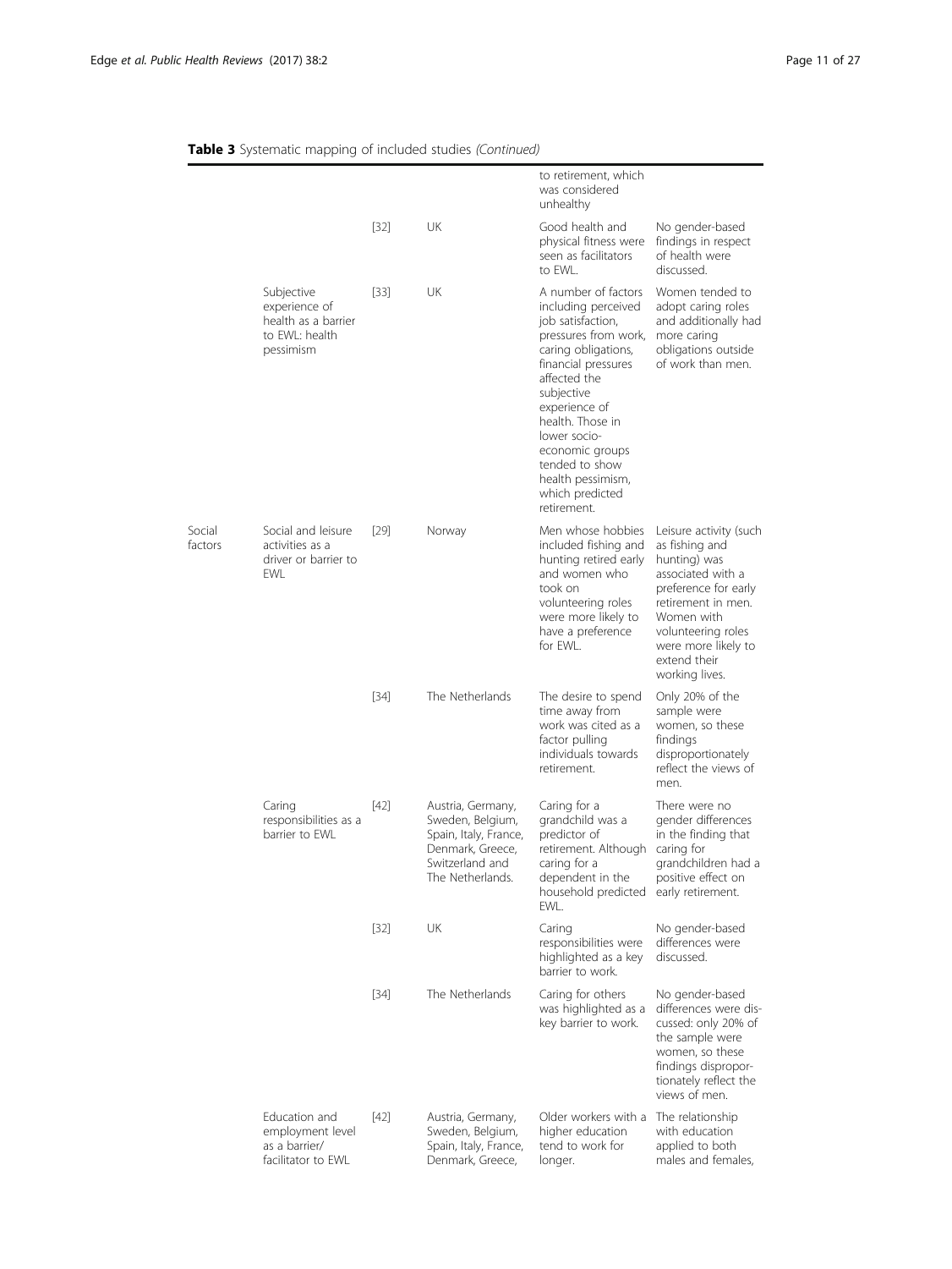**Table 3** Systematic mapping of included studies *(Continued)*

| | | | | | |
|---|---|---|---|---|---|
| | | | | to retirement, which was considered unhealthy | |
| | | [32] | UK | Good health and physical fitness were seen as facilitators to EWL. | No gender-based findings in respect of health were discussed. |
| | Subjective experience of health as a barrier to EWL: health pessimism | [33] | UK | A number of factors including perceived job satisfaction, pressures from work, caring obligations, financial pressures affected the subjective experience of health. Those in lower socio-economic groups tended to show health pessimism, which predicted retirement. | Women tended to adopt caring roles and additionally had more caring obligations outside of work than men. |
| Social factors | Social and leisure activities as a driver or barrier to EWL | [29] | Norway | Men whose hobbies included fishing and hunting retired early and women who took on volunteering roles were more likely to have a preference for EWL. | Leisure activity (such as fishing and hunting) was associated with a preference for early retirement in men. Women with volunteering roles were more likely to extend their working lives. |
| | | [34] | The Netherlands | The desire to spend time away from work was cited as a factor pulling individuals towards retirement. | Only 20% of the sample were women, so these findings disproportionately reflect the views of men. |
| | Caring responsibilities as a barrier to EWL | [42] | Austria, Germany, Sweden, Belgium, Spain, Italy, France, Denmark, Greece, Switzerland and The Netherlands. | Caring for a grandchild was a predictor of retirement. Although caring for a dependent in the household predicted EWL. | There were no gender differences in the finding that caring for grandchildren had a positive effect on early retirement. |
| | | [32] | UK | Caring responsibilities were highlighted as a key barrier to work. | No gender-based differences were discussed. |
| | | [34] | The Netherlands | Caring for others was highlighted as a key barrier to work. | No gender-based differences were discussed: only 20% of the sample were women, so these findings disproportionately reflect the views of men. |
| | Education and employment level as a barrier/ facilitator to EWL | [42] | Austria, Germany, Sweden, Belgium, Spain, Italy, France, Denmark, Greece, | Older workers with a higher education tend to work for longer. | The relationship with education applied to both males and females, |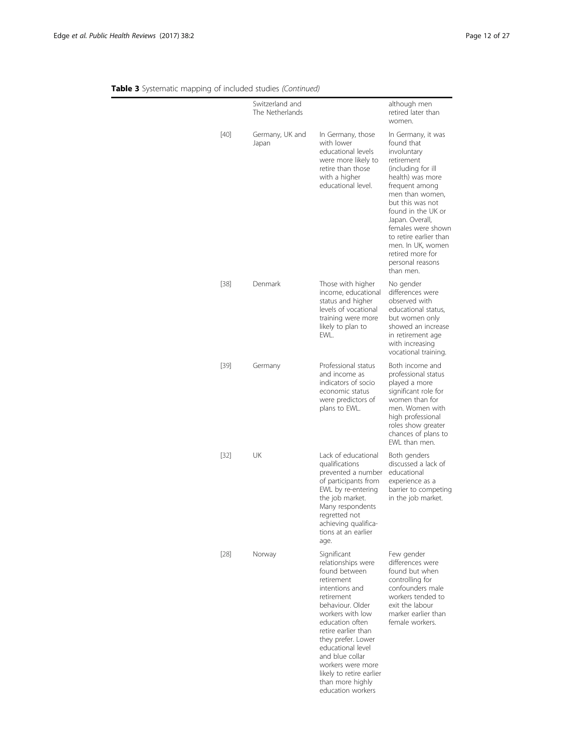**Table 3** Systematic mapping of included studies *(Continued)*

| | | | |
|---|---|---|---|
| | Switzerland and The Netherlands | | although men retired later than women. |
| [40] | Germany, UK and Japan | In Germany, those with lower educational levels were more likely to retire than those with a higher educational level. | In Germany, it was found that involuntary retirement (including for ill health) was more frequent among men than women, but this was not found in the UK or Japan. Overall, females were shown to retire earlier than men. In UK, women retired more for personal reasons than men. |
| [38] | Denmark | Those with higher income, educational status and higher levels of vocational training were more likely to plan to EWL. | No gender differences were observed with educational status, but women only showed an increase in retirement age with increasing vocational training. |
| [39] | Germany | Professional status and income as indicators of socio economic status were predictors of plans to EWL. | Both income and professional status played a more significant role for women than for men. Women with high professional roles show greater chances of plans to EWL than men. |
| [32] | UK | Lack of educational qualifications prevented a number of participants from EWL by re-entering the job market. Many respondents regretted not achieving qualifica-tions at an earlier age. | Both genders discussed a lack of educational experience as a barrier to competing in the job market. |
| [28] | Norway | Significant relationships were found between retirement intentions and retirement behaviour. Older workers with low education often retire earlier than they prefer. Lower educational level and blue collar workers were more likely to retire earlier than more highly education workers | Few gender differences were found but when controlling for confounders male workers tended to exit the labour marker earlier than female workers. |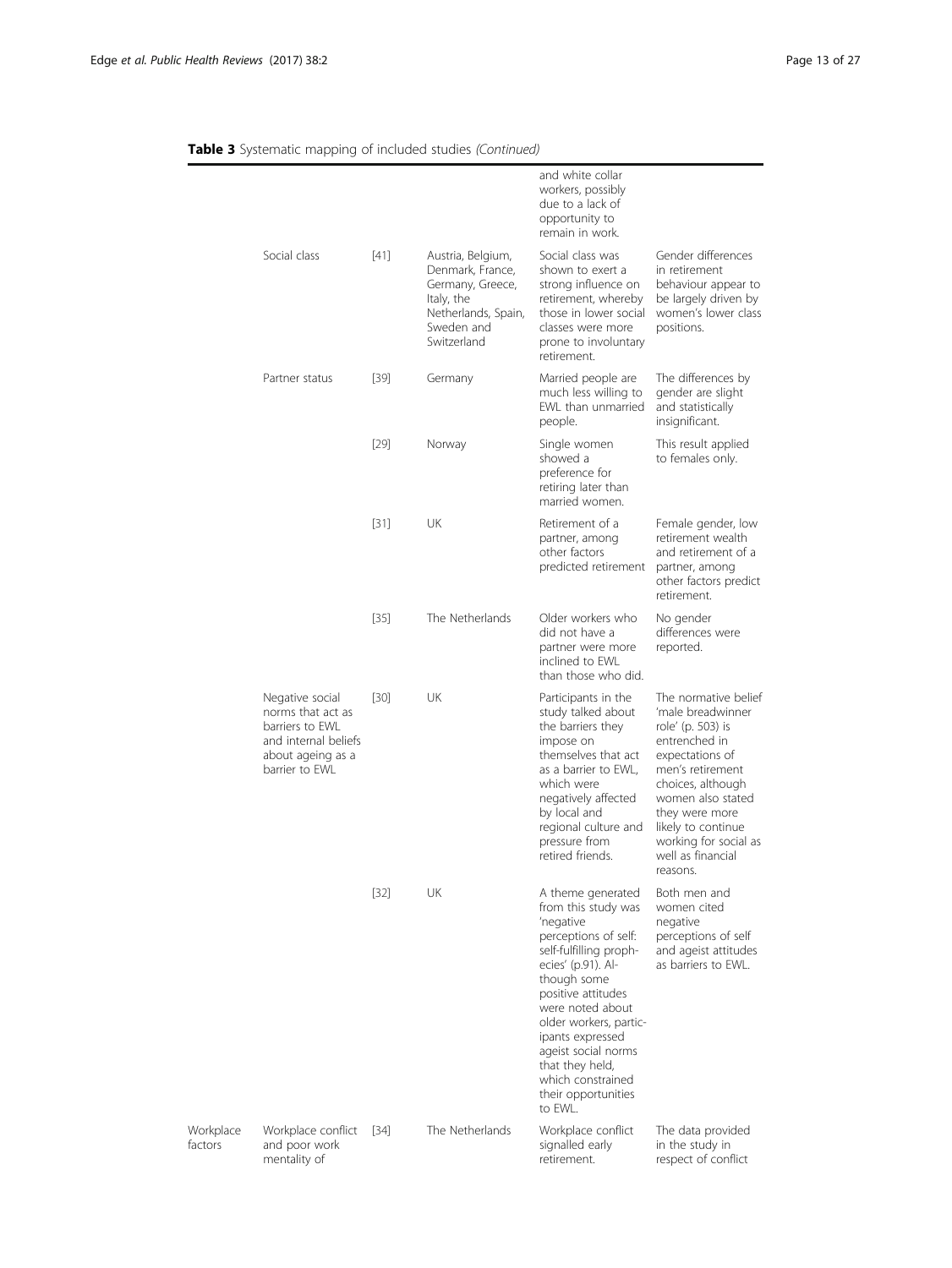**Table 3** Systematic mapping of included studies *(Continued)*

| | | | | | |
|---|---|---|---|---|---|
| | | | | and white collar workers, possibly due to a lack of opportunity to remain in work. | |
| | Social class | [41] | Austria, Belgium, Denmark, France, Germany, Greece, Italy, the Netherlands, Spain, Sweden and Switzerland | Social class was shown to exert a strong influence on retirement, whereby those in lower social classes were more prone to involuntary retirement. | Gender differences in retirement behaviour appear to be largely driven by women's lower class positions. |
| | Partner status | [39] | Germany | Married people are much less willing to EWL than unmarried people. | The differences by gender are slight and statistically insignificant. |
| | | [29] | Norway | Single women showed a preference for retiring later than married women. | This result applied to females only. |
| | | [31] | UK | Retirement of a partner, among other factors predicted retirement | Female gender, low retirement wealth and retirement of a partner, among other factors predict retirement. |
| | | [35] | The Netherlands | Older workers who did not have a partner were more inclined to EWL than those who did. | No gender differences were reported. |
| | Negative social norms that act as barriers to EWL and internal beliefs about ageing as a barrier to EWL | [30] | UK | Participants in the study talked about the barriers they impose on themselves that act as a barrier to EWL, which were negatively affected by local and regional culture and pressure from retired friends. | The normative belief 'male breadwinner role' (p. 503) is entrenched in expectations of men's retirement choices, although women also stated they were more likely to continue working for social as well as financial reasons. |
| | | [32] | UK | A theme generated from this study was 'negative perceptions of self: self-fulfilling prophecies' (p.91). Although some positive attitudes were noted about older workers, participants expressed ageist social norms that they held, which constrained their opportunities to EWL. | Both men and women cited negative perceptions of self and ageist attitudes as barriers to EWL. |
| Workplace factors | Workplace conflict and poor work mentality of | [34] | The Netherlands | Workplace conflict signalled early retirement. | The data provided in the study in respect of conflict |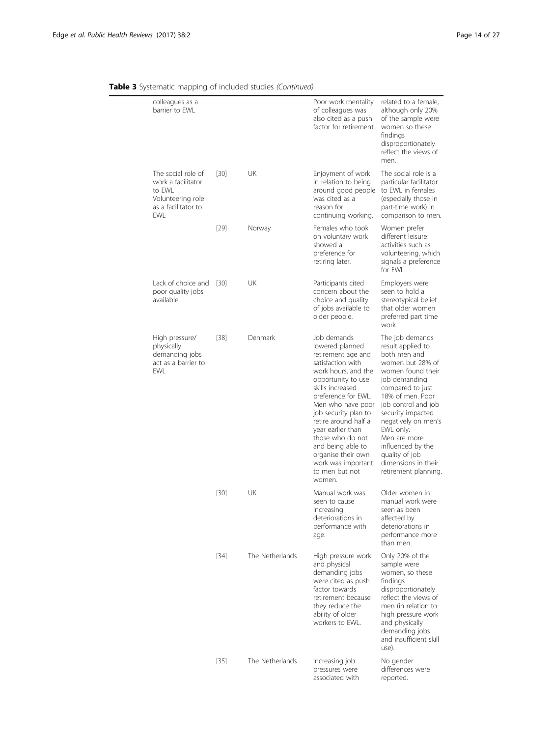**Table 3** Systematic mapping of included studies *(Continued)*

| | | | | |
|---|---|---|---|---|
| colleagues as a barrier to EWL | | | Poor work mentality of colleagues was also cited as a push factor for retirement. | related to a female, although only 20% of the sample were women so these findings disproportionately reflect the views of men. |
| The social role of work a facilitator to EWL Volunteering role as a facilitator to EWL | [30] | UK | Enjoyment of work in relation to being around good people was cited as a reason for continuing working. | The social role is a particular facilitator to EWL in females (especially those in part-time work) in comparison to men. |
| | [29] | Norway | Females who took on voluntary work showed a preference for retiring later. | Women prefer different leisure activities such as volunteering, which signals a preference for EWL. |
| Lack of choice and poor quality jobs available | [30] | UK | Participants cited concern about the choice and quality of jobs available to older people. | Employers were seen to hold a stereotypical belief that older women preferred part time work. |
| High pressure/ physically demanding jobs act as a barrier to EWL | [38] | Denmark | Job demands lowered planned retirement age and satisfaction with work hours, and the opportunity to use skills increased preference for EWL. Men who have poor job security plan to retire around half a year earlier than those who do not and being able to organise their own work was important to men but not women. | The job demands result applied to both men and women but 28% of women found their job demanding compared to just 18% of men. Poor job control and job security impacted negatively on men's EWL only. Men are more influenced by the quality of job dimensions in their retirement planning. |
| | [30] | UK | Manual work was seen to cause increasing deteriorations in performance with age. | Older women in manual work were seen as been affected by deteriorations in performance more than men. |
| | [34] | The Netherlands | High pressure work and physical demanding jobs were cited as push factor towards retirement because they reduce the ability of older workers to EWL. | Only 20% of the sample were women, so these findings disproportionately reflect the views of men (in relation to high pressure work and physically demanding jobs and insufficient skill use). |
| | [35] | The Netherlands | Increasing job pressures were associated with | No gender differences were reported. |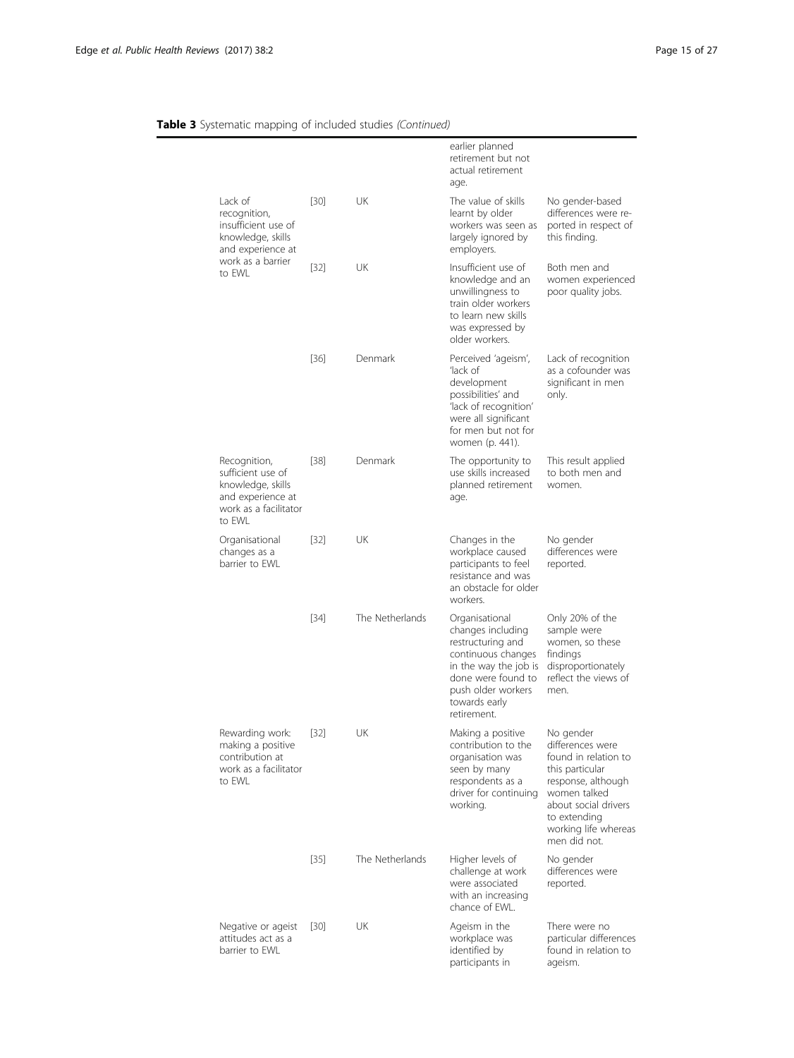**Table 3** Systematic mapping of included studies *(Continued)*

| | | | | |
|---|---|---|---|---|
| | | | earlier planned retirement but not actual retirement age. | |
| Lack of recognition, insufficient use of knowledge, skills and experience at work as a barrier to EWL | [30] | UK | The value of skills learnt by older workers was seen as largely ignored by employers. | No gender-based differences were reported in respect of this finding. |
| | [32] | UK | Insufficient use of knowledge and an unwillingness to train older workers to learn new skills was expressed by older workers. | Both men and women experienced poor quality jobs. |
| | [36] | Denmark | Perceived 'ageism', 'lack of development possibilities' and 'lack of recognition' were all significant for men but not for women (p. 441). | Lack of recognition as a cofounder was significant in men only. |
| Recognition, sufficient use of knowledge, skills and experience at work as a facilitator to EWL | [38] | Denmark | The opportunity to use skills increased planned retirement age. | This result applied to both men and women. |
| Organisational changes as a barrier to EWL | [32] | UK | Changes in the workplace caused participants to feel resistance and was an obstacle for older workers. | No gender differences were reported. |
| | [34] | The Netherlands | Organisational changes including restructuring and continuous changes in the way the job is done were found to push older workers towards early retirement. | Only 20% of the sample were women, so these findings disproportionately reflect the views of men. |
| Rewarding work: making a positive contribution at work as a facilitator to EWL | [32] | UK | Making a positive contribution to the organisation was seen by many respondents as a driver for continuing working. | No gender differences were found in relation to this particular response, although women talked about social drivers to extending working life whereas men did not. |
| | [35] | The Netherlands | Higher levels of challenge at work were associated with an increasing chance of EWL. | No gender differences were reported. |
| Negative or ageist attitudes act as a barrier to EWL | [30] | UK | Ageism in the workplace was identified by participants in | There were no particular differences found in relation to ageism. |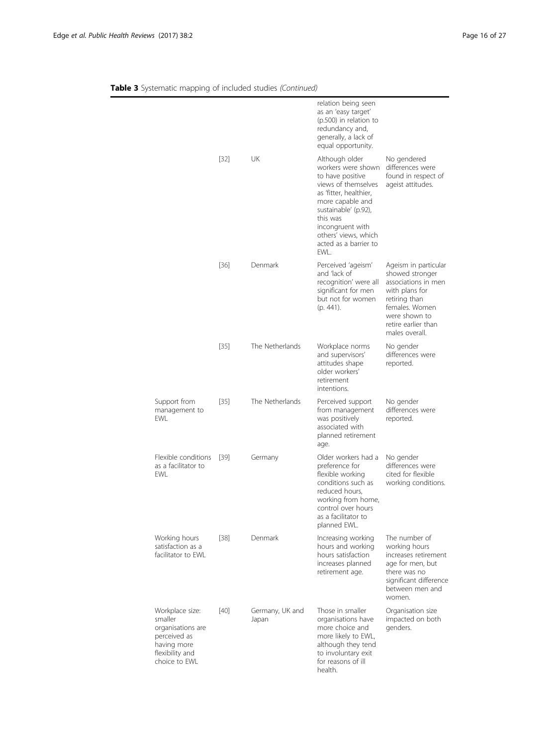**Table 3** Systematic mapping of included studies *(Continued)*

| | | | | |
|---|---|---|---|---|
| | | | relation being seen as an 'easy target' (p.500) in relation to redundancy and, generally, a lack of equal opportunity. | |
| | [32] | UK | Although older workers were shown to have positive views of themselves as 'fitter, healthier, more capable and sustainable' (p.92), this was incongruent with others' views, which acted as a barrier to EWL. | No gendered differences were found in respect of ageist attitudes. |
| | [36] | Denmark | Perceived 'ageism' and 'lack of recognition' were all significant for men but not for women (p. 441). | Ageism in particular showed stronger associations in men with plans for retiring than females. Women were shown to retire earlier than males overall. |
| | [35] | The Netherlands | Workplace norms and supervisors' attitudes shape older workers' retirement intentions. | No gender differences were reported. |
| Support from management to EWL | [35] | The Netherlands | Perceived support from management was positively associated with planned retirement age. | No gender differences were reported. |
| Flexible conditions as a facilitator to EWL | [39] | Germany | Older workers had a preference for flexible working conditions such as reduced hours, working from home, control over hours as a facilitator to planned EWL. | No gender differences were cited for flexible working conditions. |
| Working hours satisfaction as a facilitator to EWL | [38] | Denmark | Increasing working hours and working hours satisfaction increases planned retirement age. | The number of working hours increases retirement age for men, but there was no significant difference between men and women. |
| Workplace size: smaller organisations are perceived as having more flexibility and choice to EWL | [40] | Germany, UK and Japan | Those in smaller organisations have more choice and more likely to EWL, although they tend to involuntary exit for reasons of ill health. | Organisation size impacted on both genders. |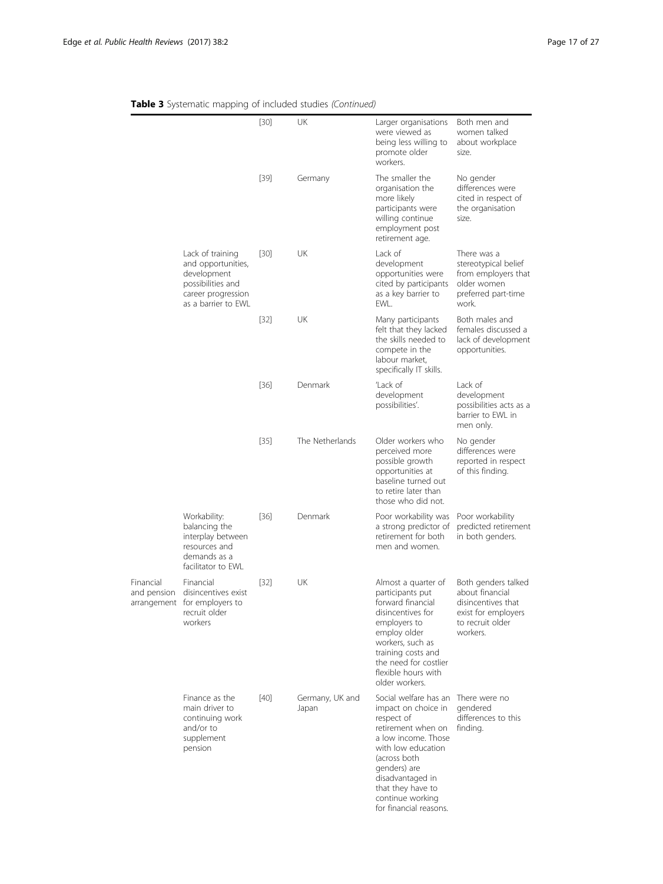**Table 3** Systematic mapping of included studies *(Continued)*

| | | | | | |
|---|---|---|---|---|---|
| | | [30] | UK | Larger organisations were viewed as being less willing to promote older workers. | Both men and women talked about workplace size. |
| | | [39] | Germany | The smaller the organisation the more likely participants were willing continue employment post retirement age. | No gender differences were cited in respect of the organisation size. |
| | Lack of training and opportunities, development possibilities and career progression as a barrier to EWL | [30] | UK | Lack of development opportunities were cited by participants as a key barrier to EWL. | There was a stereotypical belief from employers that older women preferred part-time work. |
| | | [32] | UK | Many participants felt that they lacked the skills needed to compete in the labour market, specifically IT skills. | Both males and females discussed a lack of development opportunities. |
| | | [36] | Denmark | 'Lack of development possibilities'. | Lack of development possibilities acts as a barrier to EWL in men only. |
| | | [35] | The Netherlands | Older workers who perceived more possible growth opportunities at baseline turned out to retire later than those who did not. | No gender differences were reported in respect of this finding. |
| | Workability: balancing the interplay between resources and demands as a facilitator to EWL | [36] | Denmark | Poor workability was a strong predictor of retirement for both men and women. | Poor workability predicted retirement in both genders. |
| Financial and pension arrangement | Financial disincentives exist for employers to recruit older workers | [32] | UK | Almost a quarter of participants put forward financial disincentives for employers to employ older workers, such as training costs and the need for costlier flexible hours with older workers. | Both genders talked about financial disincentives that exist for employers to recruit older workers. |
| | Finance as the main driver to continuing work and/or to supplement pension | [40] | Germany, UK and Japan | Social welfare has an impact on choice in respect of retirement when on a low income. Those with low education (across both genders) are disadvantaged in that they have to continue working for financial reasons. | There were no gendered differences to this finding. |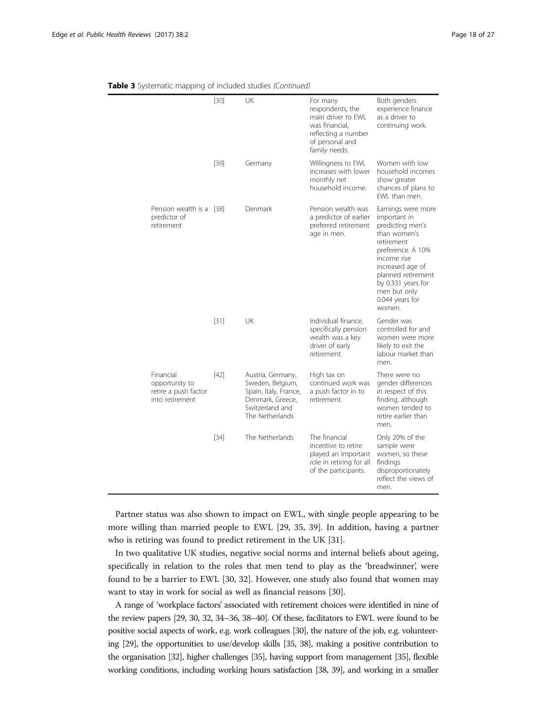**Table 3** Systematic mapping of included studies *(Continued)*

| | | | | |
|---|---|---|---|---|
| | [30] | UK | For many respondents, the main driver to EWL was financial, reflecting a number of personal and family needs. | Both genders experience finance as a driver to continuing work. |
| | [39] | Germany | Willingness to EWL increases with lower monthly net household income. | Women with low household incomes show greater chances of plans to EWL than men. |
| Pension wealth is a predictor of retirement | [38] | Denmark | Pension wealth was a predictor of earlier preferred retirement age in men. | Earnings were more important in predicting men's than women's retirement preference. A 10% income rise increased age of planned retirement by 0.331 years for men but only 0.044 years for women. |
| | [31] | UK | Individual finance, specifically pension wealth was a key driver of early retirement. | Gender was controlled for and women were more likely to exit the labour market than men. |
| Financial opportunity to retire a push factor into retirement | [42] | Austria, Germany, Sweden, Belgium, Spain, Italy, France, Denmark, Greece, Switzerland and The Netherlands | High tax on continued work was a push factor in to retirement. | There were no gender differences in respect of this finding, although women tended to retire earlier than men. |
| | [34] | The Netherlands | The financial incentive to retire played an important role in retiring for all of the participants. | Only 20% of the sample were women, so these findings disproportionately reflect the views of men. |

Partner status was also shown to impact on EWL, with single people appearing to be more willing than married people to EWL [29, 35, 39]. In addition, having a partner who is retiring was found to predict retirement in the UK [31].

In two qualitative UK studies, negative social norms and internal beliefs about ageing, specifically in relation to the roles that men tend to play as the 'breadwinner', were found to be a barrier to EWL [30, 32]. However, one study also found that women may want to stay in work for social as well as financial reasons [30].

A range of 'workplace factors' associated with retirement choices were identified in nine of the review papers [29, 30, 32, 34–36, 38–40]. Of these, facilitators to EWL were found to be positive social aspects of work, e.g. work colleagues [30], the nature of the job, e.g. volunteering [29], the opportunities to use/develop skills [35, 38], making a positive contribution to the organisation [32], higher challenges [35], having support from management [35], flexible working conditions, including working hours satisfaction [38, 39], and working in a smaller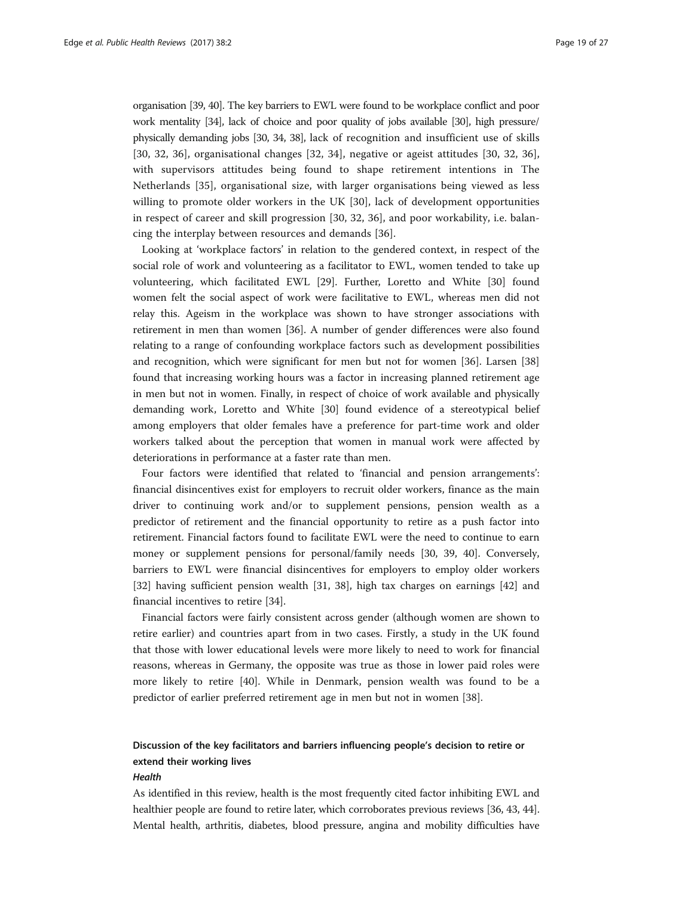organisation [39, 40]. The key barriers to EWL were found to be workplace conflict and poor work mentality [34], lack of choice and poor quality of jobs available [30], high pressure/ physically demanding jobs [30, 34, 38], lack of recognition and insufficient use of skills [30, 32, 36], organisational changes [32, 34], negative or ageist attitudes [30, 32, 36], with supervisors attitudes being found to shape retirement intentions in The Netherlands [35], organisational size, with larger organisations being viewed as less willing to promote older workers in the UK [30], lack of development opportunities in respect of career and skill progression [30, 32, 36], and poor workability, i.e. balancing the interplay between resources and demands [36].

Looking at 'workplace factors' in relation to the gendered context, in respect of the social role of work and volunteering as a facilitator to EWL, women tended to take up volunteering, which facilitated EWL [29]. Further, Loretto and White [30] found women felt the social aspect of work were facilitative to EWL, whereas men did not relay this. Ageism in the workplace was shown to have stronger associations with retirement in men than women [36]. A number of gender differences were also found relating to a range of confounding workplace factors such as development possibilities and recognition, which were significant for men but not for women [36]. Larsen [38] found that increasing working hours was a factor in increasing planned retirement age in men but not in women. Finally, in respect of choice of work available and physically demanding work, Loretto and White [30] found evidence of a stereotypical belief among employers that older females have a preference for part-time work and older workers talked about the perception that women in manual work were affected by deteriorations in performance at a faster rate than men.

Four factors were identified that related to 'financial and pension arrangements': financial disincentives exist for employers to recruit older workers, finance as the main driver to continuing work and/or to supplement pensions, pension wealth as a predictor of retirement and the financial opportunity to retire as a push factor into retirement. Financial factors found to facilitate EWL were the need to continue to earn money or supplement pensions for personal/family needs [30, 39, 40]. Conversely, barriers to EWL were financial disincentives for employers to employ older workers [32] having sufficient pension wealth [31, 38], high tax charges on earnings [42] and financial incentives to retire [34].

Financial factors were fairly consistent across gender (although women are shown to retire earlier) and countries apart from in two cases. Firstly, a study in the UK found that those with lower educational levels were more likely to need to work for financial reasons, whereas in Germany, the opposite was true as those in lower paid roles were more likely to retire [40]. While in Denmark, pension wealth was found to be a predictor of earlier preferred retirement age in men but not in women [38].

## Discussion of the key facilitators and barriers influencing people's decision to retire or extend their working lives

### *Health*

As identified in this review, health is the most frequently cited factor inhibiting EWL and healthier people are found to retire later, which corroborates previous reviews [36, 43, 44]. Mental health, arthritis, diabetes, blood pressure, angina and mobility difficulties have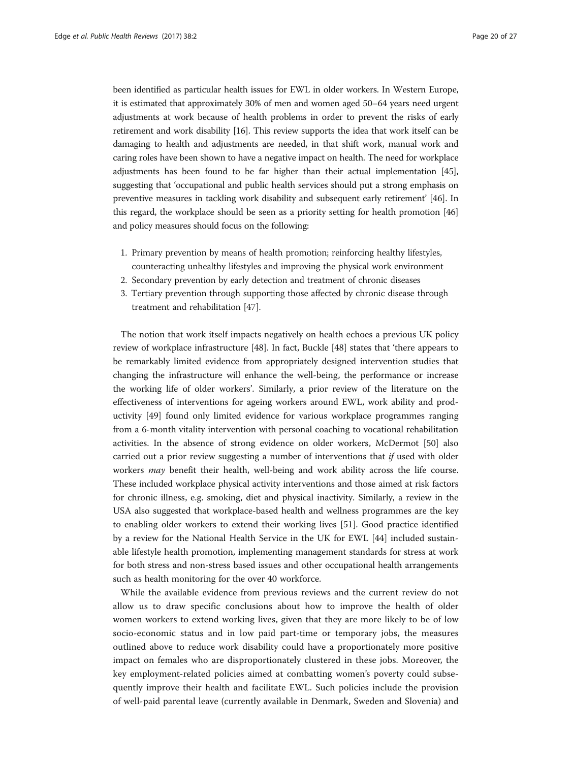been identified as particular health issues for EWL in older workers. In Western Europe, it is estimated that approximately 30% of men and women aged 50–64 years need urgent adjustments at work because of health problems in order to prevent the risks of early retirement and work disability [16]. This review supports the idea that work itself can be damaging to health and adjustments are needed, in that shift work, manual work and caring roles have been shown to have a negative impact on health. The need for workplace adjustments has been found to be far higher than their actual implementation [45], suggesting that 'occupational and public health services should put a strong emphasis on preventive measures in tackling work disability and subsequent early retirement' [46]. In this regard, the workplace should be seen as a priority setting for health promotion [46] and policy measures should focus on the following:

1. Primary prevention by means of health promotion; reinforcing healthy lifestyles, counteracting unhealthy lifestyles and improving the physical work environment
2. Secondary prevention by early detection and treatment of chronic diseases
3. Tertiary prevention through supporting those affected by chronic disease through treatment and rehabilitation [47].

The notion that work itself impacts negatively on health echoes a previous UK policy review of workplace infrastructure [48]. In fact, Buckle [48] states that 'there appears to be remarkably limited evidence from appropriately designed intervention studies that changing the infrastructure will enhance the well-being, the performance or increase the working life of older workers'. Similarly, a prior review of the literature on the effectiveness of interventions for ageing workers around EWL, work ability and productivity [49] found only limited evidence for various workplace programmes ranging from a 6-month vitality intervention with personal coaching to vocational rehabilitation activities. In the absence of strong evidence on older workers, McDermot [50] also carried out a prior review suggesting a number of interventions that *if* used with older workers *may* benefit their health, well-being and work ability across the life course. These included workplace physical activity interventions and those aimed at risk factors for chronic illness, e.g. smoking, diet and physical inactivity. Similarly, a review in the USA also suggested that workplace-based health and wellness programmes are the key to enabling older workers to extend their working lives [51]. Good practice identified by a review for the National Health Service in the UK for EWL [44] included sustainable lifestyle health promotion, implementing management standards for stress at work for both stress and non-stress based issues and other occupational health arrangements such as health monitoring for the over 40 workforce.

While the available evidence from previous reviews and the current review do not allow us to draw specific conclusions about how to improve the health of older women workers to extend working lives, given that they are more likely to be of low socio-economic status and in low paid part-time or temporary jobs, the measures outlined above to reduce work disability could have a proportionately more positive impact on females who are disproportionately clustered in these jobs. Moreover, the key employment-related policies aimed at combatting women's poverty could subsequently improve their health and facilitate EWL. Such policies include the provision of well-paid parental leave (currently available in Denmark, Sweden and Slovenia) and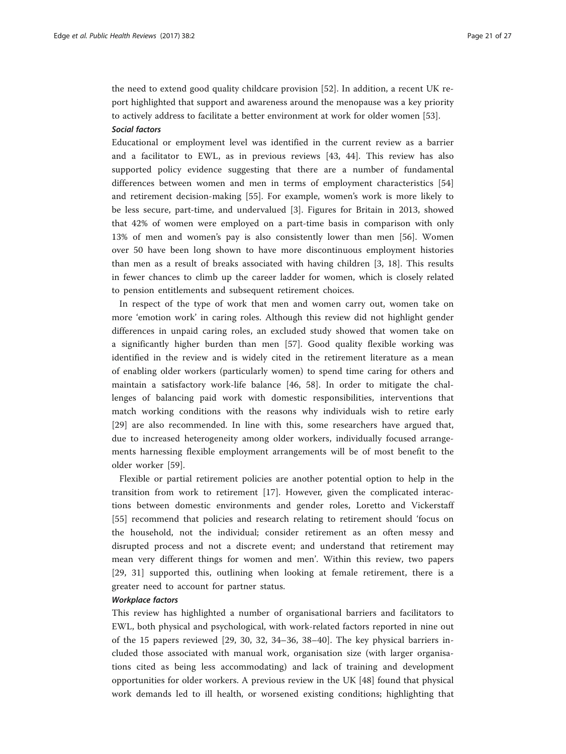the need to extend good quality childcare provision [52]. In addition, a recent UK report highlighted that support and awareness around the menopause was a key priority to actively address to facilitate a better environment at work for older women [53].

#### *Social factors*

Educational or employment level was identified in the current review as a barrier and a facilitator to EWL, as in previous reviews [43, 44]. This review has also supported policy evidence suggesting that there are a number of fundamental differences between women and men in terms of employment characteristics [54] and retirement decision-making [55]. For example, women's work is more likely to be less secure, part-time, and undervalued [3]. Figures for Britain in 2013, showed that 42% of women were employed on a part-time basis in comparison with only 13% of men and women's pay is also consistently lower than men [56]. Women over 50 have been long shown to have more discontinuous employment histories than men as a result of breaks associated with having children [3, 18]. This results in fewer chances to climb up the career ladder for women, which is closely related to pension entitlements and subsequent retirement choices.

In respect of the type of work that men and women carry out, women take on more 'emotion work' in caring roles. Although this review did not highlight gender differences in unpaid caring roles, an excluded study showed that women take on a significantly higher burden than men [57]. Good quality flexible working was identified in the review and is widely cited in the retirement literature as a mean of enabling older workers (particularly women) to spend time caring for others and maintain a satisfactory work-life balance [46, 58]. In order to mitigate the challenges of balancing paid work with domestic responsibilities, interventions that match working conditions with the reasons why individuals wish to retire early [29] are also recommended. In line with this, some researchers have argued that, due to increased heterogeneity among older workers, individually focused arrangements harnessing flexible employment arrangements will be of most benefit to the older worker [59].

Flexible or partial retirement policies are another potential option to help in the transition from work to retirement [17]. However, given the complicated interactions between domestic environments and gender roles, Loretto and Vickerstaff [55] recommend that policies and research relating to retirement should 'focus on the household, not the individual; consider retirement as an often messy and disrupted process and not a discrete event; and understand that retirement may mean very different things for women and men'. Within this review, two papers [29, 31] supported this, outlining when looking at female retirement, there is a greater need to account for partner status.

#### *Workplace factors*

This review has highlighted a number of organisational barriers and facilitators to EWL, both physical and psychological, with work-related factors reported in nine out of the 15 papers reviewed [29, 30, 32, 34–36, 38–40]. The key physical barriers included those associated with manual work, organisation size (with larger organisations cited as being less accommodating) and lack of training and development opportunities for older workers. A previous review in the UK [48] found that physical work demands led to ill health, or worsened existing conditions; highlighting that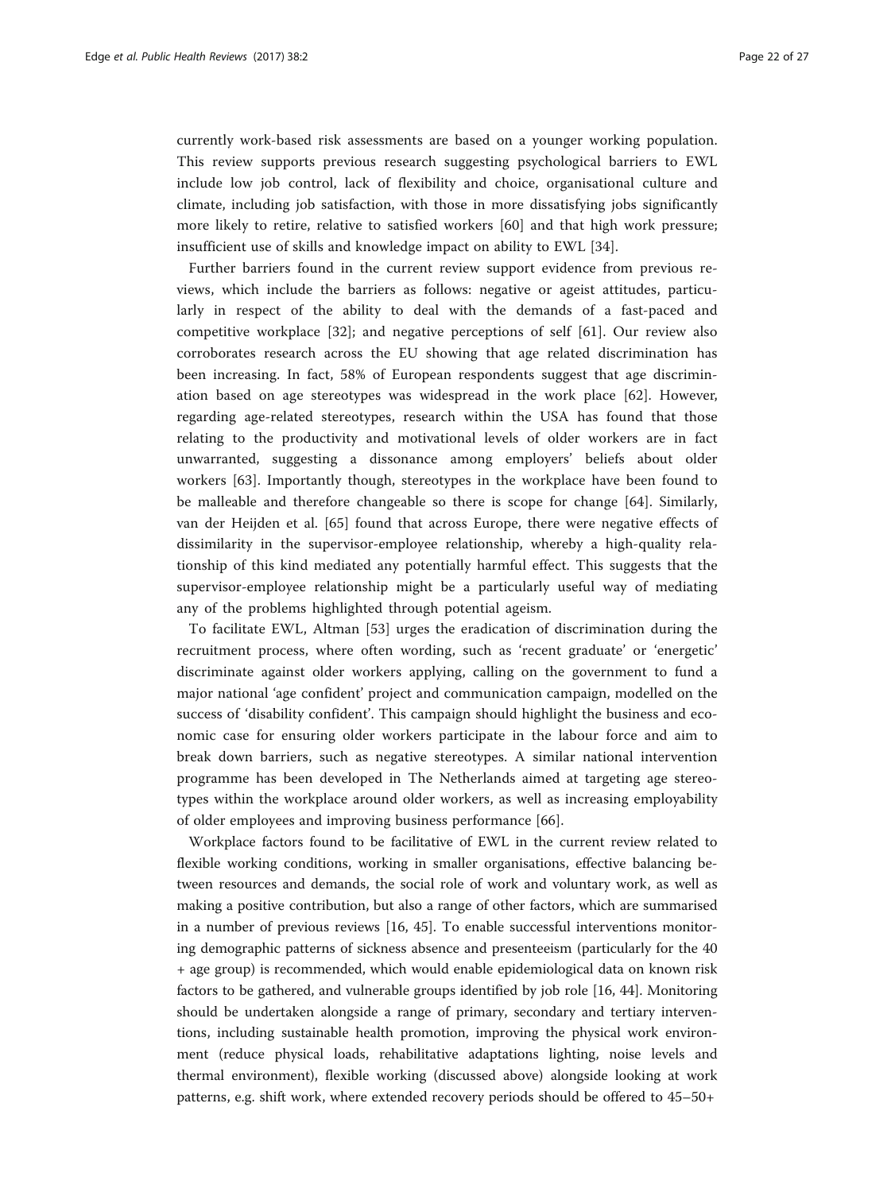currently work-based risk assessments are based on a younger working population. This review supports previous research suggesting psychological barriers to EWL include low job control, lack of flexibility and choice, organisational culture and climate, including job satisfaction, with those in more dissatisfying jobs significantly more likely to retire, relative to satisfied workers [60] and that high work pressure; insufficient use of skills and knowledge impact on ability to EWL [34].

Further barriers found in the current review support evidence from previous reviews, which include the barriers as follows: negative or ageist attitudes, particularly in respect of the ability to deal with the demands of a fast-paced and competitive workplace [32]; and negative perceptions of self [61]. Our review also corroborates research across the EU showing that age related discrimination has been increasing. In fact, 58% of European respondents suggest that age discrimination based on age stereotypes was widespread in the work place [62]. However, regarding age-related stereotypes, research within the USA has found that those relating to the productivity and motivational levels of older workers are in fact unwarranted, suggesting a dissonance among employers' beliefs about older workers [63]. Importantly though, stereotypes in the workplace have been found to be malleable and therefore changeable so there is scope for change [64]. Similarly, van der Heijden et al. [65] found that across Europe, there were negative effects of dissimilarity in the supervisor-employee relationship, whereby a high-quality relationship of this kind mediated any potentially harmful effect. This suggests that the supervisor-employee relationship might be a particularly useful way of mediating any of the problems highlighted through potential ageism.

To facilitate EWL, Altman [53] urges the eradication of discrimination during the recruitment process, where often wording, such as 'recent graduate' or 'energetic' discriminate against older workers applying, calling on the government to fund a major national 'age confident' project and communication campaign, modelled on the success of 'disability confident'. This campaign should highlight the business and economic case for ensuring older workers participate in the labour force and aim to break down barriers, such as negative stereotypes. A similar national intervention programme has been developed in The Netherlands aimed at targeting age stereotypes within the workplace around older workers, as well as increasing employability of older employees and improving business performance [66].

Workplace factors found to be facilitative of EWL in the current review related to flexible working conditions, working in smaller organisations, effective balancing between resources and demands, the social role of work and voluntary work, as well as making a positive contribution, but also a range of other factors, which are summarised in a number of previous reviews [16, 45]. To enable successful interventions monitoring demographic patterns of sickness absence and presenteeism (particularly for the 40 + age group) is recommended, which would enable epidemiological data on known risk factors to be gathered, and vulnerable groups identified by job role [16, 44]. Monitoring should be undertaken alongside a range of primary, secondary and tertiary interventions, including sustainable health promotion, improving the physical work environment (reduce physical loads, rehabilitative adaptations lighting, noise levels and thermal environment), flexible working (discussed above) alongside looking at work patterns, e.g. shift work, where extended recovery periods should be offered to 45–50+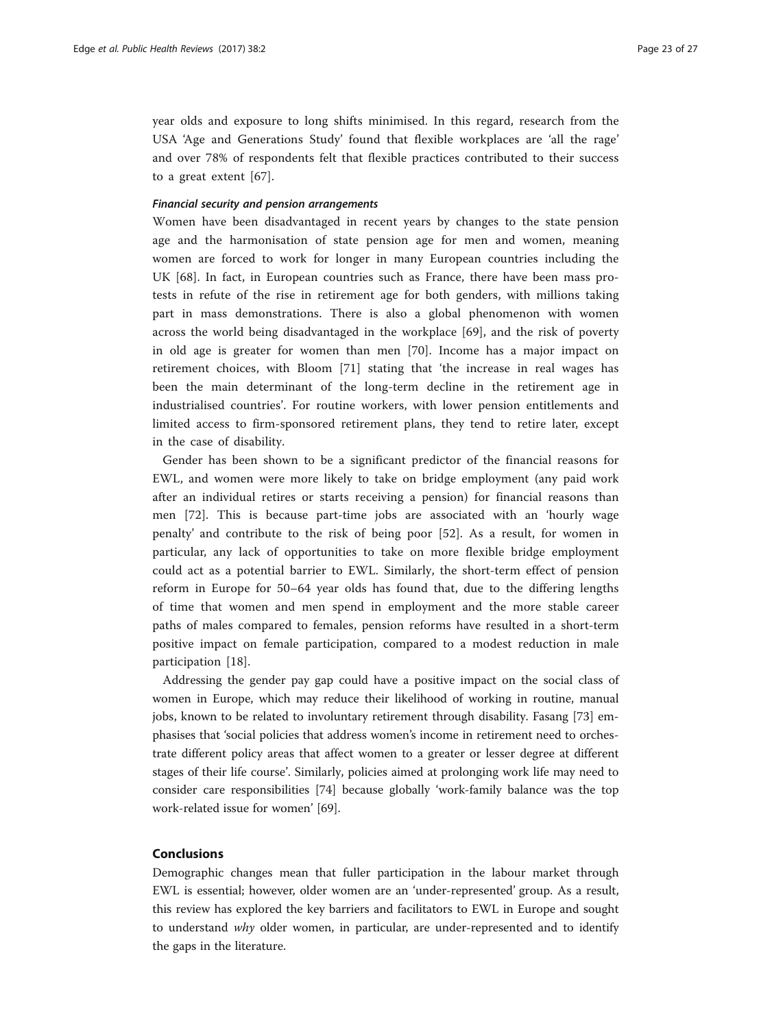year olds and exposure to long shifts minimised. In this regard, research from the USA 'Age and Generations Study' found that flexible workplaces are 'all the rage' and over 78% of respondents felt that flexible practices contributed to their success to a great extent [67].

#### *Financial security and pension arrangements*

Women have been disadvantaged in recent years by changes to the state pension age and the harmonisation of state pension age for men and women, meaning women are forced to work for longer in many European countries including the UK [68]. In fact, in European countries such as France, there have been mass protests in refute of the rise in retirement age for both genders, with millions taking part in mass demonstrations. There is also a global phenomenon with women across the world being disadvantaged in the workplace [69], and the risk of poverty in old age is greater for women than men [70]. Income has a major impact on retirement choices, with Bloom [71] stating that 'the increase in real wages has been the main determinant of the long-term decline in the retirement age in industrialised countries'. For routine workers, with lower pension entitlements and limited access to firm-sponsored retirement plans, they tend to retire later, except in the case of disability.

Gender has been shown to be a significant predictor of the financial reasons for EWL, and women were more likely to take on bridge employment (any paid work after an individual retires or starts receiving a pension) for financial reasons than men [72]. This is because part-time jobs are associated with an 'hourly wage penalty' and contribute to the risk of being poor [52]. As a result, for women in particular, any lack of opportunities to take on more flexible bridge employment could act as a potential barrier to EWL. Similarly, the short-term effect of pension reform in Europe for 50–64 year olds has found that, due to the differing lengths of time that women and men spend in employment and the more stable career paths of males compared to females, pension reforms have resulted in a short-term positive impact on female participation, compared to a modest reduction in male participation [18].

Addressing the gender pay gap could have a positive impact on the social class of women in Europe, which may reduce their likelihood of working in routine, manual jobs, known to be related to involuntary retirement through disability. Fasang [73] emphasises that 'social policies that address women's income in retirement need to orchestrate different policy areas that affect women to a greater or lesser degree at different stages of their life course'. Similarly, policies aimed at prolonging work life may need to consider care responsibilities [74] because globally 'work-family balance was the top work-related issue for women' [69].

## Conclusions

Demographic changes mean that fuller participation in the labour market through EWL is essential; however, older women are an 'under-represented' group. As a result, this review has explored the key barriers and facilitators to EWL in Europe and sought to understand *why* older women, in particular, are under-represented and to identify the gaps in the literature.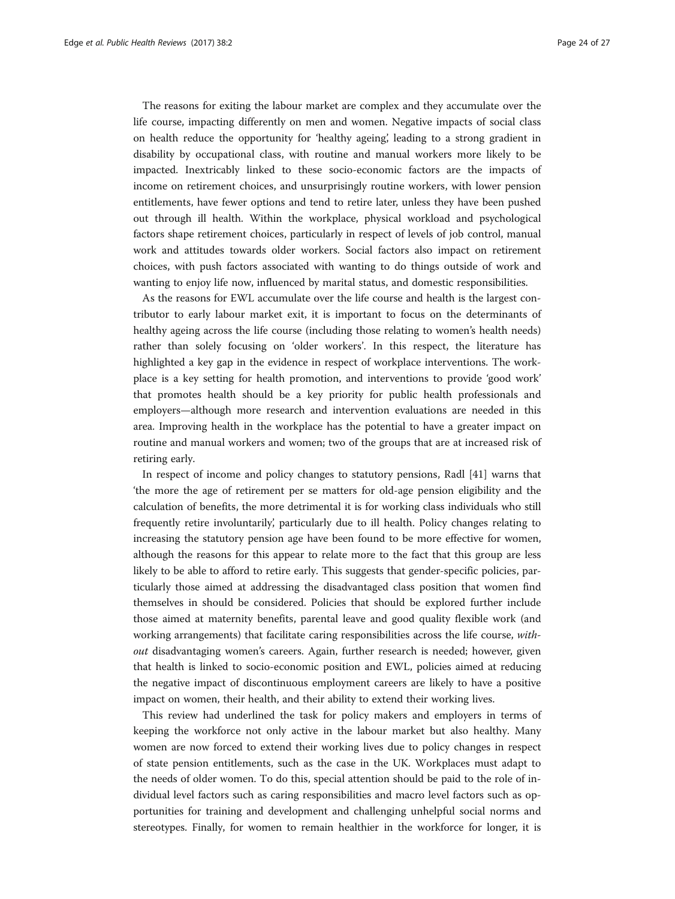The reasons for exiting the labour market are complex and they accumulate over the life course, impacting differently on men and women. Negative impacts of social class on health reduce the opportunity for 'healthy ageing', leading to a strong gradient in disability by occupational class, with routine and manual workers more likely to be impacted. Inextricably linked to these socio-economic factors are the impacts of income on retirement choices, and unsurprisingly routine workers, with lower pension entitlements, have fewer options and tend to retire later, unless they have been pushed out through ill health. Within the workplace, physical workload and psychological factors shape retirement choices, particularly in respect of levels of job control, manual work and attitudes towards older workers. Social factors also impact on retirement choices, with push factors associated with wanting to do things outside of work and wanting to enjoy life now, influenced by marital status, and domestic responsibilities.

As the reasons for EWL accumulate over the life course and health is the largest contributor to early labour market exit, it is important to focus on the determinants of healthy ageing across the life course (including those relating to women's health needs) rather than solely focusing on 'older workers'. In this respect, the literature has highlighted a key gap in the evidence in respect of workplace interventions. The workplace is a key setting for health promotion, and interventions to provide 'good work' that promotes health should be a key priority for public health professionals and employers—although more research and intervention evaluations are needed in this area. Improving health in the workplace has the potential to have a greater impact on routine and manual workers and women; two of the groups that are at increased risk of retiring early.

In respect of income and policy changes to statutory pensions, Radl [41] warns that 'the more the age of retirement per se matters for old-age pension eligibility and the calculation of benefits, the more detrimental it is for working class individuals who still frequently retire involuntarily', particularly due to ill health. Policy changes relating to increasing the statutory pension age have been found to be more effective for women, although the reasons for this appear to relate more to the fact that this group are less likely to be able to afford to retire early. This suggests that gender-specific policies, particularly those aimed at addressing the disadvantaged class position that women find themselves in should be considered. Policies that should be explored further include those aimed at maternity benefits, parental leave and good quality flexible work (and working arrangements) that facilitate caring responsibilities across the life course, *without* disadvantaging women's careers. Again, further research is needed; however, given that health is linked to socio-economic position and EWL, policies aimed at reducing the negative impact of discontinuous employment careers are likely to have a positive impact on women, their health, and their ability to extend their working lives.

This review had underlined the task for policy makers and employers in terms of keeping the workforce not only active in the labour market but also healthy. Many women are now forced to extend their working lives due to policy changes in respect of state pension entitlements, such as the case in the UK. Workplaces must adapt to the needs of older women. To do this, special attention should be paid to the role of individual level factors such as caring responsibilities and macro level factors such as opportunities for training and development and challenging unhelpful social norms and stereotypes. Finally, for women to remain healthier in the workforce for longer, it is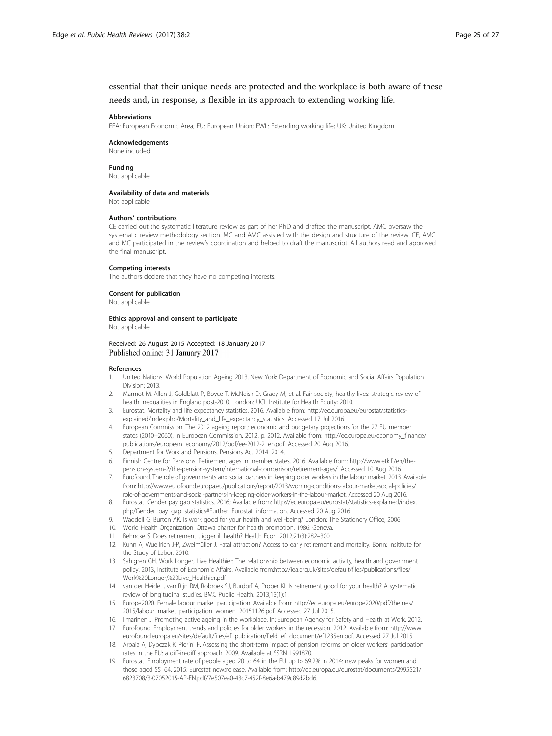essential that their unique needs are protected and the workplace is both aware of these needs and, in response, is flexible in its approach to extending working life.

### Abbreviations

EEA: European Economic Area; EU: European Union; EWL: Extending working life; UK: United Kingdom

### Acknowledgements

None included

### Funding

Not applicable

### Availability of data and materials

Not applicable

### Authors' contributions

CE carried out the systematic literature review as part of her PhD and drafted the manuscript. AMC oversaw the systematic review methodology section. MC and AMC assisted with the design and structure of the review. CE, AMC and MC participated in the review's coordination and helped to draft the manuscript. All authors read and approved the final manuscript.

### Competing interests

The authors declare that they have no competing interests.

### Consent for publication

Not applicable

### Ethics approval and consent to participate

Not applicable

Received: 26 August 2015 Accepted: 18 January 2017
Published online: 31 January 2017

### References

1. United Nations. World Population Ageing 2013. New York: Department of Economic and Social Affairs Population Division; 2013.
2. Marmot M, Allen J, Goldblatt P, Boyce T, McNeish D, Grady M, et al. Fair society, healthy lives: strategic review of health inequalities in England post-2010. London: UCL Institute for Health Equity; 2010.
3. Eurostat. Mortality and life expectancy statistics. 2016. Available from: http://ec.europa.eu/eurostat/statistics-explained/index.php/Mortality_and_life_expectancy_statistics. Accessed 17 Jul 2016.
4. European Commission. The 2012 ageing report: economic and budgetary projections for the 27 EU member states (2010–2060), in European Commission. 2012. p. 2012. Available from: http://ec.europa.eu/economy_finance/publications/european_economy/2012/pdf/ee-2012-2_en.pdf. Accessed 20 Aug 2016.
5. Department for Work and Pensions. Pensions Act 2014. 2014.
6. Finnish Centre for Pensions. Retirement ages in member states. 2016. Available from: http://www.etk.fi/en/the-pension-system-2/the-pension-system/international-comparison/retirement-ages/. Accessed 10 Aug 2016.
7. Eurofound. The role of governments and social partners in keeping older workers in the labour market. 2013. Available from: http://www.eurofound.europa.eu/publications/report/2013/working-conditions-labour-market-social-policies/role-of-governments-and-social-partners-in-keeping-older-workers-in-the-labour-market. Accessed 20 Aug 2016.
8. Eurostat. Gender pay gap statistics. 2016; Available from: http://ec.europa.eu/eurostat/statistics-explained/index.php/Gender_pay_gap_statistics#Further_Eurostat_information. Accessed 20 Aug 2016.
9. Waddell G, Burton AK. Is work good for your health and well-being? London: The Stationery Office; 2006.
10. World Health Organization. Ottawa charter for health promotion. 1986: Geneva.
11. Behncke S. Does retirement trigger ill health? Health Econ. 2012;21(3):282–300.
12. Kuhn A, Wuellrich J-P, Zweimüller J. Fatal attraction? Access to early retirement and mortality. Bonn: Insititute for the Study of Labor; 2010.
13. Sahlgren GH. Work Longer, Live Healthier: The relationship between economic activity, health and government policy. 2013, Institute of Economic Affairs. Available from:http://iea.org.uk/sites/default/files/publications/files/Work%20Longer,%20Live_Healthier.pdf.
14. van der Heide I, van Rijn RM, Robroek SJ, Burdorf A, Proper KI. Is retirement good for your health? A systematic review of longitudinal studies. BMC Public Health. 2013;13(1):1.
15. Europe2020. Female labour market participation. Available from: http://ec.europa.eu/europe2020/pdf/themes/2015/labour_market_participation_women_20151126.pdf. Accessed 27 Jul 2015.
16. Ilmarinen J. Promoting active ageing in the workplace. In: European Agency for Safety and Health at Work. 2012.
17. Eurofound. Employment trends and policies for older workers in the recession. 2012. Available from: http://www.eurofound.europa.eu/sites/default/files/ef_publication/field_ef_document/ef1235en.pdf. Accessed 27 Jul 2015.
18. Arpaia A, Dybczak K, Pierini F. Assessing the short-term impact of pension reforms on older workers' participation rates in the EU: a diff-in-diff approach. 2009. Available at SSRN 1991870.
19. Eurostat. Employment rate of people aged 20 to 64 in the EU up to 69.2% in 2014: new peaks for women and those aged 55–64. 2015: Eurostat newsrelease. Available from: http://ec.europa.eu/eurostat/documents/2995521/6823708/3-07052015-AP-EN.pdf/7e507ea0-43c7-452f-8e6a-b479c89d2bd6.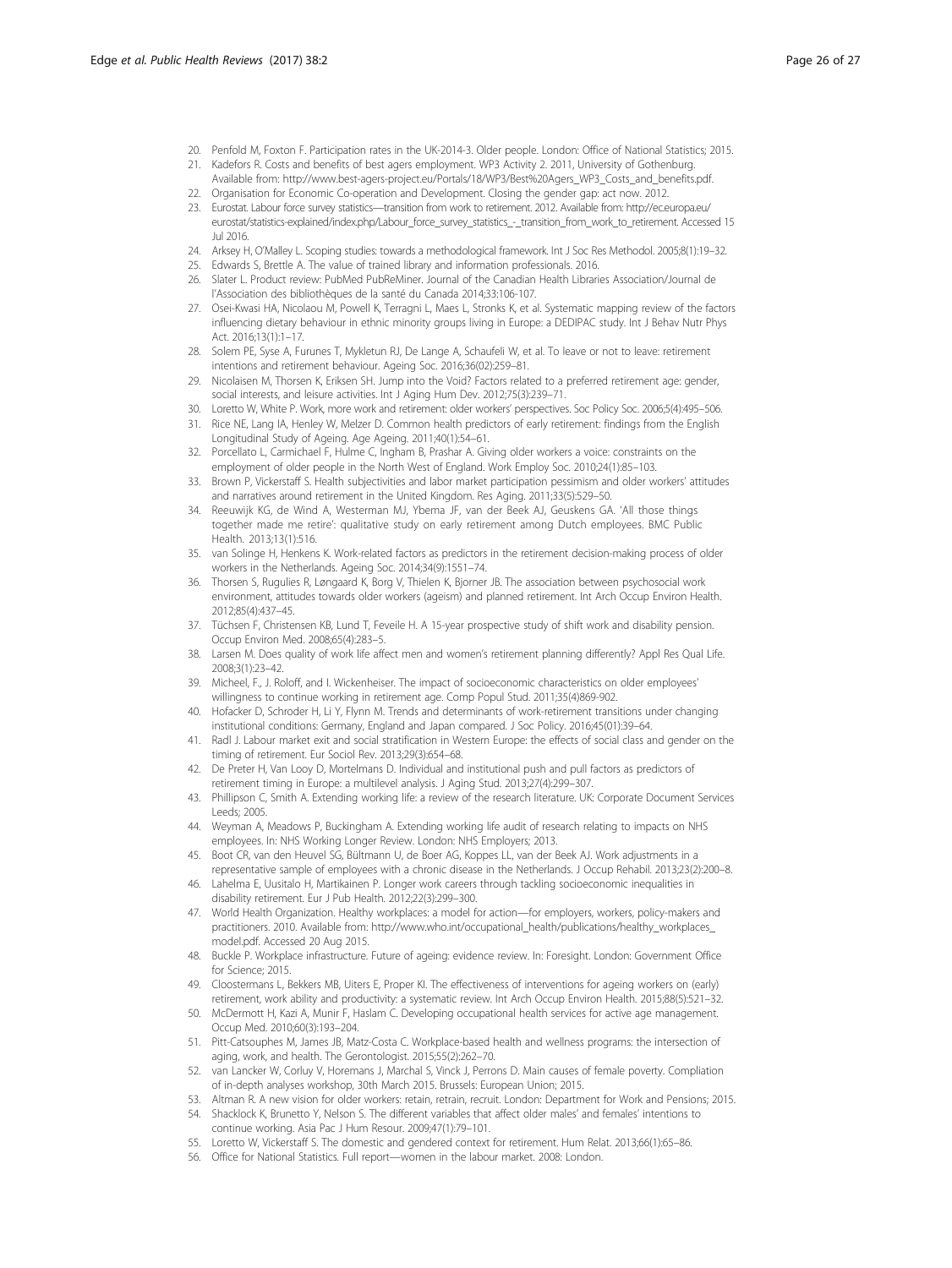20. Penfold M, Foxton F. Participation rates in the UK-2014-3. Older people. London: Office of National Statistics; 2015.
21. Kadefors R. Costs and benefits of best agers employment. WP3 Activity 2. 2011, University of Gothenburg. Available from: http://www.best-agers-project.eu/Portals/18/WP3/Best%20Agers_WP3_Costs_and_benefits.pdf.
22. Organisation for Economic Co-operation and Development. Closing the gender gap: act now. 2012.
23. Eurostat. Labour force survey statistics—transition from work to retirement. 2012. Available from: http://ec.europa.eu/eurostat/statistics-explained/index.php/Labour_force_survey_statistics_-_transition_from_work_to_retirement. Accessed 15 Jul 2016.
24. Arksey H, O'Malley L. Scoping studies: towards a methodological framework. Int J Soc Res Methodol. 2005;8(1):19–32.
25. Edwards S, Brettle A. The value of trained library and information professionals. 2016.
26. Slater L. Product review: PubMed PubReMiner. Journal of the Canadian Health Libraries Association/Journal de l'Association des bibliothèques de la santé du Canada 2014;33:106-107.
27. Osei-Kwasi HA, Nicolaou M, Powell K, Terragni L, Maes L, Stronks K, et al. Systematic mapping review of the factors influencing dietary behaviour in ethnic minority groups living in Europe: a DEDIPAC study. Int J Behav Nutr Phys Act. 2016;13(1):1–17.
28. Solem PE, Syse A, Furunes T, Mykletun RJ, De Lange A, Schaufeli W, et al. To leave or not to leave: retirement intentions and retirement behaviour. Ageing Soc. 2016;36(02):259–81.
29. Nicolaisen M, Thorsen K, Eriksen SH. Jump into the Void? Factors related to a preferred retirement age: gender, social interests, and leisure activities. Int J Aging Hum Dev. 2012;75(3):239–71.
30. Loretto W, White P. Work, more work and retirement: older workers' perspectives. Soc Policy Soc. 2006;5(4):495–506.
31. Rice NE, Lang IA, Henley W, Melzer D. Common health predictors of early retirement: findings from the English Longitudinal Study of Ageing. Age Ageing. 2011;40(1):54–61.
32. Porcellato L, Carmichael F, Hulme C, Ingham B, Prashar A. Giving older workers a voice: constraints on the employment of older people in the North West of England. Work Employ Soc. 2010;24(1):85–103.
33. Brown P, Vickerstaff S. Health subjectivities and labor market participation pessimism and older workers' attitudes and narratives around retirement in the United Kingdom. Res Aging. 2011;33(5):529–50.
34. Reeuwijk KG, de Wind A, Westerman MJ, Ybema JF, van der Beek AJ, Geuskens GA. 'All those things together made me retire': qualitative study on early retirement among Dutch employees. BMC Public Health. 2013;13(1):516.
35. van Solinge H, Henkens K. Work-related factors as predictors in the retirement decision-making process of older workers in the Netherlands. Ageing Soc. 2014;34(9):1551–74.
36. Thorsen S, Rugulies R, Løngaard K, Borg V, Thielen K, Bjorner JB. The association between psychosocial work environment, attitudes towards older workers (ageism) and planned retirement. Int Arch Occup Environ Health. 2012;85(4):437–45.
37. Tüchsen F, Christensen KB, Lund T, Feveile H. A 15-year prospective study of shift work and disability pension. Occup Environ Med. 2008;65(4):283–5.
38. Larsen M. Does quality of work life affect men and women's retirement planning differently? Appl Res Qual Life. 2008;3(1):23–42.
39. Micheel, F., J. Roloff, and I. Wickenheiser. The impact of socioeconomic characteristics on older employees' willingness to continue working in retirement age. Comp Popul Stud. 2011;35(4)869-902.
40. Hofacker D, Schroder H, Li Y, Flynn M. Trends and determinants of work-retirement transitions under changing institutional conditions: Germany, England and Japan compared. J Soc Policy. 2016;45(01):39–64.
41. Radl J. Labour market exit and social stratification in Western Europe: the effects of social class and gender on the timing of retirement. Eur Sociol Rev. 2013;29(3):654–68.
42. De Preter H, Van Looy D, Mortelmans D. Individual and institutional push and pull factors as predictors of retirement timing in Europe: a multilevel analysis. J Aging Stud. 2013;27(4):299–307.
43. Phillipson C, Smith A. Extending working life: a review of the research literature. UK: Corporate Document Services Leeds; 2005.
44. Weyman A, Meadows P, Buckingham A. Extending working life audit of research relating to impacts on NHS employees. In: NHS Working Longer Review. London: NHS Employers; 2013.
45. Boot CR, van den Heuvel SG, Bültmann U, de Boer AG, Koppes LL, van der Beek AJ. Work adjustments in a representative sample of employees with a chronic disease in the Netherlands. J Occup Rehabil. 2013;23(2):200–8.
46. Lahelma E, Uusitalo H, Martikainen P. Longer work careers through tackling socioeconomic inequalities in disability retirement. Eur J Pub Health. 2012;22(3):299–300.
47. World Health Organization. Healthy workplaces: a model for action—for employers, workers, policy-makers and practitioners. 2010. Available from: http://www.who.int/occupational_health/publications/healthy_workplaces_model.pdf. Accessed 20 Aug 2015.
48. Buckle P. Workplace infrastructure. Future of ageing: evidence review. In: Foresight. London: Government Office for Science; 2015.
49. Cloostermans L, Bekkers MB, Uiters E, Proper KI. The effectiveness of interventions for ageing workers on (early) retirement, work ability and productivity: a systematic review. Int Arch Occup Environ Health. 2015;88(5):521–32.
50. McDermott H, Kazi A, Munir F, Haslam C. Developing occupational health services for active age management. Occup Med. 2010;60(3):193–204.
51. Pitt-Catsouphes M, James JB, Matz-Costa C. Workplace-based health and wellness programs: the intersection of aging, work, and health. The Gerontologist. 2015;55(2):262–70.
52. van Lancker W, Corluy V, Horemans J, Marchal S, Vinck J, Perrons D. Main causes of female poverty. Compliation of in-depth analyses workshop, 30th March 2015. Brussels: European Union; 2015.
53. Altman R. A new vision for older workers: retain, retrain, recruit. London: Department for Work and Pensions; 2015.
54. Shacklock K, Brunetto Y, Nelson S. The different variables that affect older males' and females' intentions to continue working. Asia Pac J Hum Resour. 2009;47(1):79–101.
55. Loretto W, Vickerstaff S. The domestic and gendered context for retirement. Hum Relat. 2013;66(1):65–86.
56. Office for National Statistics. Full report—women in the labour market. 2008: London.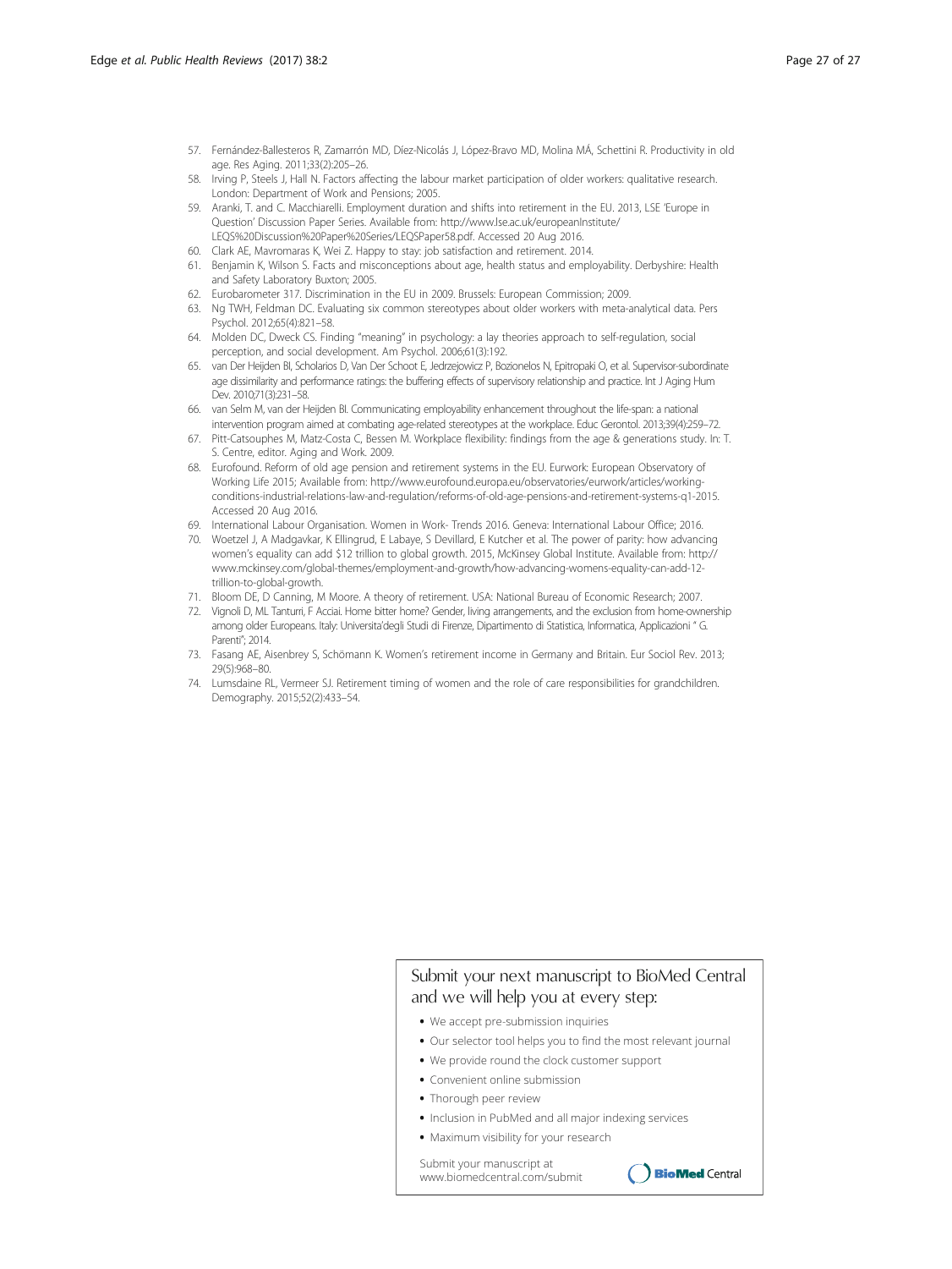57. Fernández-Ballesteros R, Zamarrón MD, Díez-Nicolás J, López-Bravo MD, Molina MÁ, Schettini R. Productivity in old age. Res Aging. 2011;33(2):205–26.
58. Irving P, Steels J, Hall N. Factors affecting the labour market participation of older workers: qualitative research. London: Department of Work and Pensions; 2005.
59. Aranki, T. and C. Macchiarelli. Employment duration and shifts into retirement in the EU. 2013, LSE 'Europe in Question' Discussion Paper Series. Available from: http://www.lse.ac.uk/europeanInstitute/LEQS%20Discussion%20Paper%20Series/LEQSPaper58.pdf. Accessed 20 Aug 2016.
60. Clark AE, Mavromaras K, Wei Z. Happy to stay: job satisfaction and retirement. 2014.
61. Benjamin K, Wilson S. Facts and misconceptions about age, health status and employability. Derbyshire: Health and Safety Laboratory Buxton; 2005.
62. Eurobarometer 317. Discrimination in the EU in 2009. Brussels: European Commission; 2009.
63. Ng TWH, Feldman DC. Evaluating six common stereotypes about older workers with meta-analytical data. Pers Psychol. 2012;65(4):821–58.
64. Molden DC, Dweck CS. Finding "meaning" in psychology: a lay theories approach to self-regulation, social perception, and social development. Am Psychol. 2006;61(3):192.
65. van Der Heijden BI, Scholarios D, Van Der Schoot E, Jedrzejowicz P, Bozionelos N, Epitropaki O, et al. Supervisor-subordinate age dissimilarity and performance ratings: the buffering effects of supervisory relationship and practice. Int J Aging Hum Dev. 2010;71(3):231–58.
66. van Selm M, van der Heijden BI. Communicating employability enhancement throughout the life-span: a national intervention program aimed at combating age-related stereotypes at the workplace. Educ Gerontol. 2013;39(4):259–72.
67. Pitt-Catsouphes M, Matz-Costa C, Bessen M. Workplace flexibility: findings from the age & generations study. In: T. S. Centre, editor. Aging and Work. 2009.
68. Eurofound. Reform of old age pension and retirement systems in the EU. Eurwork: European Observatory of Working Life 2015; Available from: http://www.eurofound.europa.eu/observatories/eurwork/articles/working-conditions-industrial-relations-law-and-regulation/reforms-of-old-age-pensions-and-retirement-systems-q1-2015. Accessed 20 Aug 2016.
69. International Labour Organisation. Women in Work- Trends 2016. Geneva: International Labour Office; 2016.
70. Woetzel J, A Madgavkar, K Ellingrud, E Labaye, S Devillard, E Kutcher et al. The power of parity: how advancing women's equality can add $12 trillion to global growth. 2015, McKinsey Global Institute. Available from: http://www.mckinsey.com/global-themes/employment-and-growth/how-advancing-womens-equality-can-add-12-trillion-to-global-growth.
71. Bloom DE, D Canning, M Moore. A theory of retirement. USA: National Bureau of Economic Research; 2007.
72. Vignoli D, ML Tanturri, F Acciai. Home bitter home? Gender, living arrangements, and the exclusion from home-ownership among older Europeans. Italy: Universita'degli Studi di Firenze, Dipartimento di Statistica, Informatica, Applicazioni " G. Parenti"; 2014.
73. Fasang AE, Aisenbrey S, Schömann K. Women's retirement income in Germany and Britain. Eur Sociol Rev. 2013; 29(5):968–80.
74. Lumsdaine RL, Vermeer SJ. Retirement timing of women and the role of care responsibilities for grandchildren. Demography. 2015;52(2):433–54.

Submit your next manuscript to BioMed Central and we will help you at every step:

- We accept pre-submission inquiries
- Our selector tool helps you to find the most relevant journal
- We provide round the clock customer support
- Convenient online submission
- Thorough peer review
- Inclusion in PubMed and all major indexing services
- Maximum visibility for your research

Submit your manuscript at www.biomedcentral.com/submit

BioMed Central